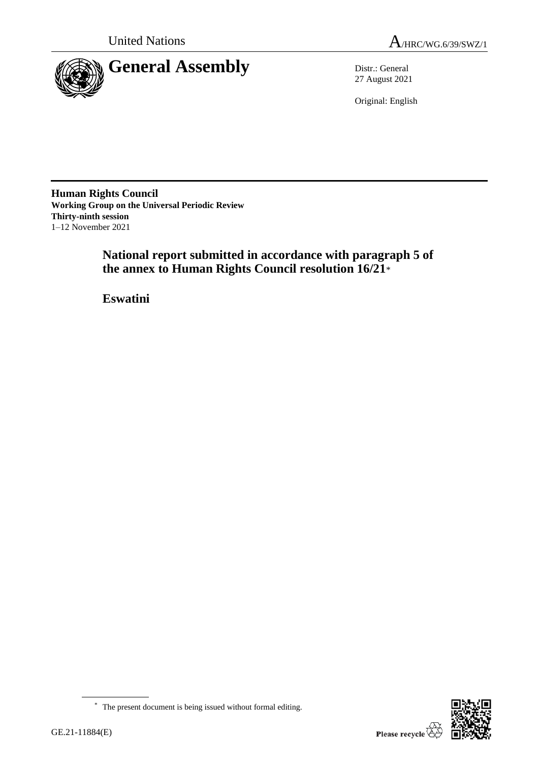United Nations

A/HRC/WG.6/39/SWZ/1

# General Assembly

Distr.: General
27 August 2021

Original: English

**Human Rights Council**
**Working Group on the Universal Periodic Review**
**Thirty-ninth session**
1–12 November 2021

## National report submitted in accordance with paragraph 5 of the annex to Human Rights Council resolution 16/21*

## Eswatini

\* The present document is being issued without formal editing.

GE.21-11884(E)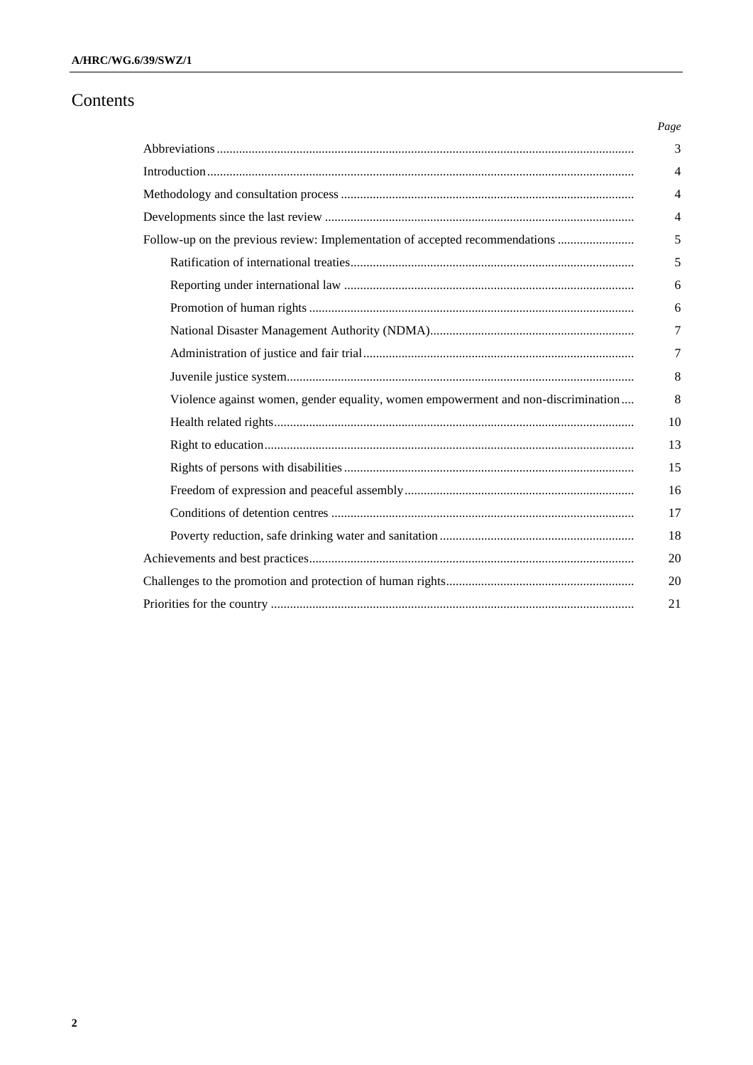# Contents

| | Page |
|---|---|
| Abbreviations | 3 |
| Introduction | 4 |
| Methodology and consultation process | 4 |
| Developments since the last review | 4 |
| Follow-up on the previous review: Implementation of accepted recommendations | 5 |
| Ratification of international treaties | 5 |
| Reporting under international law | 6 |
| Promotion of human rights | 6 |
| National Disaster Management Authority (NDMA) | 7 |
| Administration of justice and fair trial | 7 |
| Juvenile justice system | 8 |
| Violence against women, gender equality, women empowerment and non-discrimination | 8 |
| Health related rights | 10 |
| Right to education | 13 |
| Rights of persons with disabilities | 15 |
| Freedom of expression and peaceful assembly | 16 |
| Conditions of detention centres | 17 |
| Poverty reduction, safe drinking water and sanitation | 18 |
| Achievements and best practices | 20 |
| Challenges to the promotion and protection of human rights | 20 |
| Priorities for the country | 21 |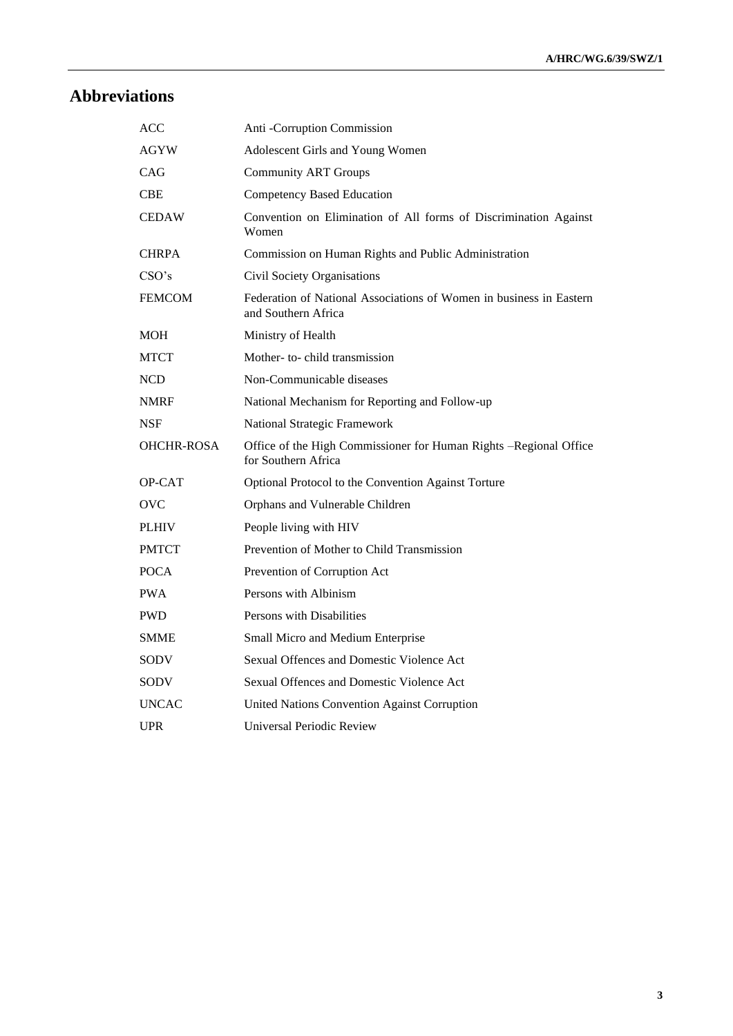# Abbreviations

| | |
|---|---|
| ACC | Anti -Corruption Commission |
| AGYW | Adolescent Girls and Young Women |
| CAG | Community ART Groups |
| CBE | Competency Based Education |
| CEDAW | Convention on Elimination of All forms of Discrimination Against Women |
| CHRPA | Commission on Human Rights and Public Administration |
| CSO's | Civil Society Organisations |
| FEMCOM | Federation of National Associations of Women in business in Eastern and Southern Africa |
| MOH | Ministry of Health |
| MTCT | Mother- to- child transmission |
| NCD | Non-Communicable diseases |
| NMRF | National Mechanism for Reporting and Follow-up |
| NSF | National Strategic Framework |
| OHCHR-ROSA | Office of the High Commissioner for Human Rights –Regional Office for Southern Africa |
| OP-CAT | Optional Protocol to the Convention Against Torture |
| OVC | Orphans and Vulnerable Children |
| PLHIV | People living with HIV |
| PMTCT | Prevention of Mother to Child Transmission |
| POCA | Prevention of Corruption Act |
| PWA | Persons with Albinism |
| PWD | Persons with Disabilities |
| SMME | Small Micro and Medium Enterprise |
| SODV | Sexual Offences and Domestic Violence Act |
| SODV | Sexual Offences and Domestic Violence Act |
| UNCAC | United Nations Convention Against Corruption |
| UPR | Universal Periodic Review |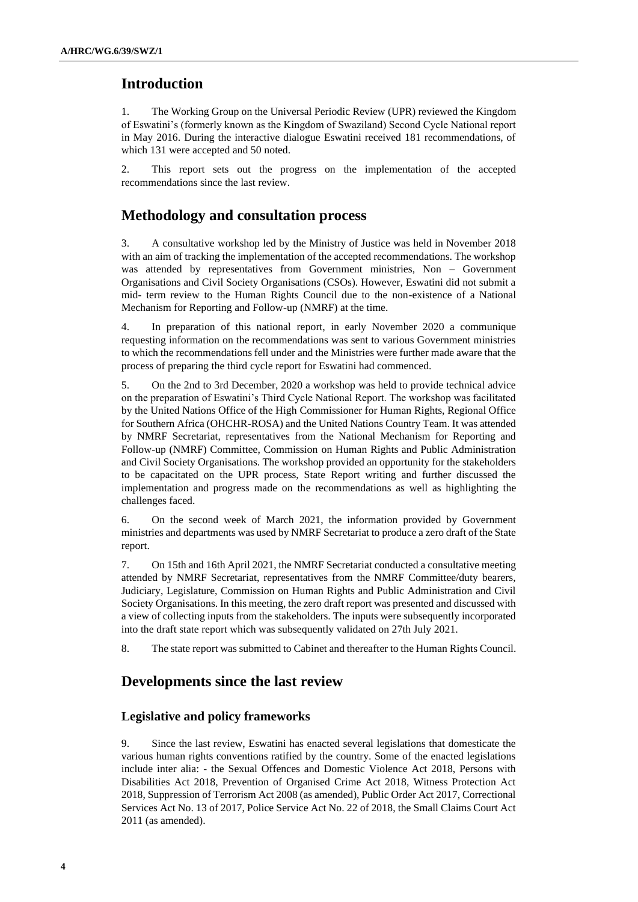## Introduction

1. The Working Group on the Universal Periodic Review (UPR) reviewed the Kingdom of Eswatini's (formerly known as the Kingdom of Swaziland) Second Cycle National report in May 2016. During the interactive dialogue Eswatini received 181 recommendations, of which 131 were accepted and 50 noted.

2. This report sets out the progress on the implementation of the accepted recommendations since the last review.

## Methodology and consultation process

3. A consultative workshop led by the Ministry of Justice was held in November 2018 with an aim of tracking the implementation of the accepted recommendations. The workshop was attended by representatives from Government ministries, Non – Government Organisations and Civil Society Organisations (CSOs). However, Eswatini did not submit a mid- term review to the Human Rights Council due to the non-existence of a National Mechanism for Reporting and Follow-up (NMRF) at the time.

4. In preparation of this national report, in early November 2020 a communique requesting information on the recommendations was sent to various Government ministries to which the recommendations fell under and the Ministries were further made aware that the process of preparing the third cycle report for Eswatini had commenced.

5. On the 2nd to 3rd December, 2020 a workshop was held to provide technical advice on the preparation of Eswatini's Third Cycle National Report. The workshop was facilitated by the United Nations Office of the High Commissioner for Human Rights, Regional Office for Southern Africa (OHCHR-ROSA) and the United Nations Country Team. It was attended by NMRF Secretariat, representatives from the National Mechanism for Reporting and Follow-up (NMRF) Committee, Commission on Human Rights and Public Administration and Civil Society Organisations. The workshop provided an opportunity for the stakeholders to be capacitated on the UPR process, State Report writing and further discussed the implementation and progress made on the recommendations as well as highlighting the challenges faced.

6. On the second week of March 2021, the information provided by Government ministries and departments was used by NMRF Secretariat to produce a zero draft of the State report.

7. On 15th and 16th April 2021, the NMRF Secretariat conducted a consultative meeting attended by NMRF Secretariat, representatives from the NMRF Committee/duty bearers, Judiciary, Legislature, Commission on Human Rights and Public Administration and Civil Society Organisations. In this meeting, the zero draft report was presented and discussed with a view of collecting inputs from the stakeholders. The inputs were subsequently incorporated into the draft state report which was subsequently validated on 27th July 2021.

8. The state report was submitted to Cabinet and thereafter to the Human Rights Council.

## Developments since the last review

### Legislative and policy frameworks

9. Since the last review, Eswatini has enacted several legislations that domesticate the various human rights conventions ratified by the country. Some of the enacted legislations include inter alia: - the Sexual Offences and Domestic Violence Act 2018, Persons with Disabilities Act 2018, Prevention of Organised Crime Act 2018, Witness Protection Act 2018, Suppression of Terrorism Act 2008 (as amended), Public Order Act 2017, Correctional Services Act No. 13 of 2017, Police Service Act No. 22 of 2018, the Small Claims Court Act 2011 (as amended).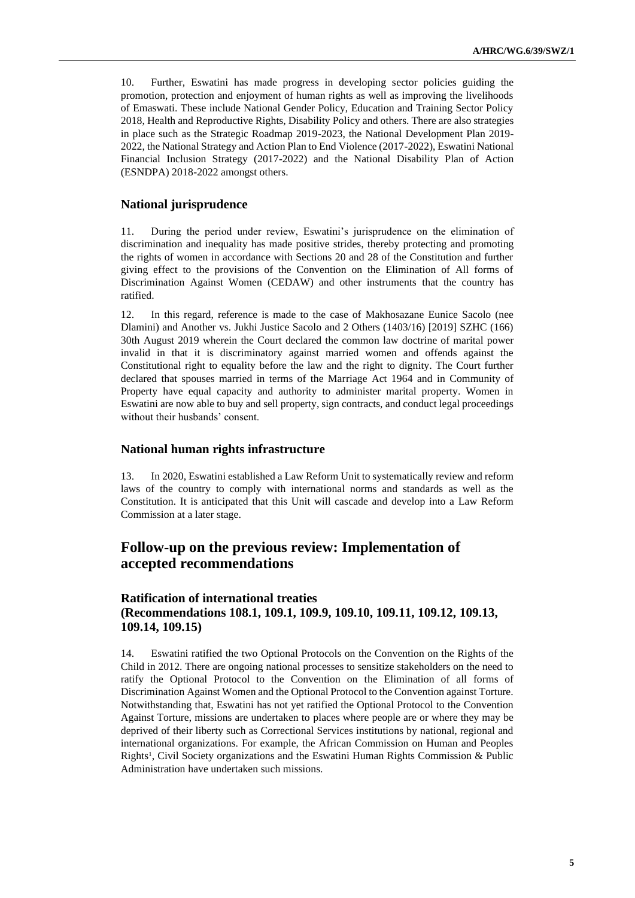10. Further, Eswatini has made progress in developing sector policies guiding the promotion, protection and enjoyment of human rights as well as improving the livelihoods of Emaswati. These include National Gender Policy, Education and Training Sector Policy 2018, Health and Reproductive Rights, Disability Policy and others. There are also strategies in place such as the Strategic Roadmap 2019-2023, the National Development Plan 2019-2022, the National Strategy and Action Plan to End Violence (2017-2022), Eswatini National Financial Inclusion Strategy (2017-2022) and the National Disability Plan of Action (ESNDPA) 2018-2022 amongst others.

### National jurisprudence

11. During the period under review, Eswatini's jurisprudence on the elimination of discrimination and inequality has made positive strides, thereby protecting and promoting the rights of women in accordance with Sections 20 and 28 of the Constitution and further giving effect to the provisions of the Convention on the Elimination of All forms of Discrimination Against Women (CEDAW) and other instruments that the country has ratified.

12. In this regard, reference is made to the case of Makhosazane Eunice Sacolo (nee Dlamini) and Another vs. Jukhi Justice Sacolo and 2 Others (1403/16) [2019] SZHC (166) 30th August 2019 wherein the Court declared the common law doctrine of marital power invalid in that it is discriminatory against married women and offends against the Constitutional right to equality before the law and the right to dignity. The Court further declared that spouses married in terms of the Marriage Act 1964 and in Community of Property have equal capacity and authority to administer marital property. Women in Eswatini are now able to buy and sell property, sign contracts, and conduct legal proceedings without their husbands' consent.

### National human rights infrastructure

13. In 2020, Eswatini established a Law Reform Unit to systematically review and reform laws of the country to comply with international norms and standards as well as the Constitution. It is anticipated that this Unit will cascade and develop into a Law Reform Commission at a later stage.

## Follow-up on the previous review: Implementation of accepted recommendations

### Ratification of international treaties (Recommendations 108.1, 109.1, 109.9, 109.10, 109.11, 109.12, 109.13, 109.14, 109.15)

14. Eswatini ratified the two Optional Protocols on the Convention on the Rights of the Child in 2012. There are ongoing national processes to sensitize stakeholders on the need to ratify the Optional Protocol to the Convention on the Elimination of all forms of Discrimination Against Women and the Optional Protocol to the Convention against Torture. Notwithstanding that, Eswatini has not yet ratified the Optional Protocol to the Convention Against Torture, missions are undertaken to places where people are or where they may be deprived of their liberty such as Correctional Services institutions by national, regional and international organizations. For example, the African Commission on Human and Peoples Rights[1], Civil Society organizations and the Eswatini Human Rights Commission & Public Administration have undertaken such missions.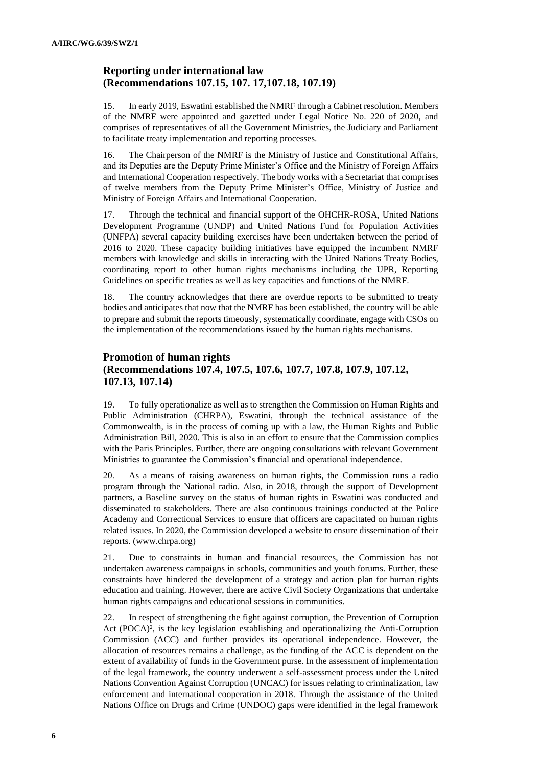## Reporting under international law (Recommendations 107.15, 107. 17,107.18, 107.19)

15. In early 2019, Eswatini established the NMRF through a Cabinet resolution. Members of the NMRF were appointed and gazetted under Legal Notice No. 220 of 2020, and comprises of representatives of all the Government Ministries, the Judiciary and Parliament to facilitate treaty implementation and reporting processes.

16. The Chairperson of the NMRF is the Ministry of Justice and Constitutional Affairs, and its Deputies are the Deputy Prime Minister's Office and the Ministry of Foreign Affairs and International Cooperation respectively. The body works with a Secretariat that comprises of twelve members from the Deputy Prime Minister's Office, Ministry of Justice and Ministry of Foreign Affairs and International Cooperation.

17. Through the technical and financial support of the OHCHR-ROSA, United Nations Development Programme (UNDP) and United Nations Fund for Population Activities (UNFPA) several capacity building exercises have been undertaken between the period of 2016 to 2020. These capacity building initiatives have equipped the incumbent NMRF members with knowledge and skills in interacting with the United Nations Treaty Bodies, coordinating report to other human rights mechanisms including the UPR, Reporting Guidelines on specific treaties as well as key capacities and functions of the NMRF.

18. The country acknowledges that there are overdue reports to be submitted to treaty bodies and anticipates that now that the NMRF has been established, the country will be able to prepare and submit the reports timeously, systematically coordinate, engage with CSOs on the implementation of the recommendations issued by the human rights mechanisms.

## Promotion of human rights (Recommendations 107.4, 107.5, 107.6, 107.7, 107.8, 107.9, 107.12, 107.13, 107.14)

19. To fully operationalize as well as to strengthen the Commission on Human Rights and Public Administration (CHRPA), Eswatini, through the technical assistance of the Commonwealth, is in the process of coming up with a law, the Human Rights and Public Administration Bill, 2020. This is also in an effort to ensure that the Commission complies with the Paris Principles. Further, there are ongoing consultations with relevant Government Ministries to guarantee the Commission's financial and operational independence.

20. As a means of raising awareness on human rights, the Commission runs a radio program through the National radio. Also, in 2018, through the support of Development partners, a Baseline survey on the status of human rights in Eswatini was conducted and disseminated to stakeholders. There are also continuous trainings conducted at the Police Academy and Correctional Services to ensure that officers are capacitated on human rights related issues. In 2020, the Commission developed a website to ensure dissemination of their reports. (www.chrpa.org)

21. Due to constraints in human and financial resources, the Commission has not undertaken awareness campaigns in schools, communities and youth forums. Further, these constraints have hindered the development of a strategy and action plan for human rights education and training. However, there are active Civil Society Organizations that undertake human rights campaigns and educational sessions in communities.

22. In respect of strengthening the fight against corruption, the Prevention of Corruption Act (POCA)[2], is the key legislation establishing and operationalizing the Anti-Corruption Commission (ACC) and further provides its operational independence. However, the allocation of resources remains a challenge, as the funding of the ACC is dependent on the extent of availability of funds in the Government purse. In the assessment of implementation of the legal framework, the country underwent a self-assessment process under the United Nations Convention Against Corruption (UNCAC) for issues relating to criminalization, law enforcement and international cooperation in 2018. Through the assistance of the United Nations Office on Drugs and Crime (UNDOC) gaps were identified in the legal framework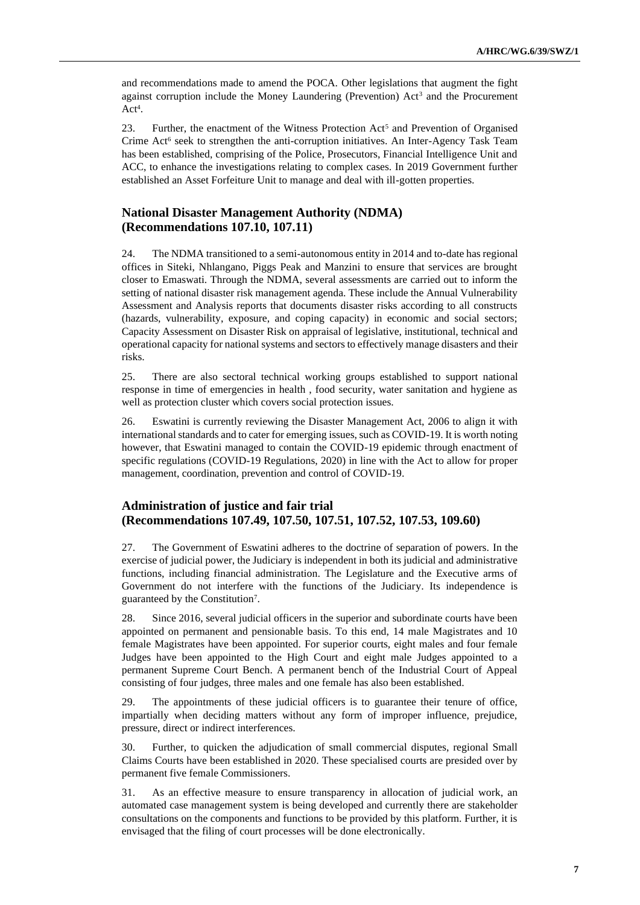and recommendations made to amend the POCA. Other legislations that augment the fight against corruption include the Money Laundering (Prevention) Act[3] and the Procurement Act[4].

23. Further, the enactment of the Witness Protection Act[5] and Prevention of Organised Crime Act[6] seek to strengthen the anti-corruption initiatives. An Inter-Agency Task Team has been established, comprising of the Police, Prosecutors, Financial Intelligence Unit and ACC, to enhance the investigations relating to complex cases. In 2019 Government further established an Asset Forfeiture Unit to manage and deal with ill-gotten properties.

## National Disaster Management Authority (NDMA) (Recommendations 107.10, 107.11)

24. The NDMA transitioned to a semi-autonomous entity in 2014 and to-date has regional offices in Siteki, Nhlangano, Piggs Peak and Manzini to ensure that services are brought closer to Emaswati. Through the NDMA, several assessments are carried out to inform the setting of national disaster risk management agenda. These include the Annual Vulnerability Assessment and Analysis reports that documents disaster risks according to all constructs (hazards, vulnerability, exposure, and coping capacity) in economic and social sectors; Capacity Assessment on Disaster Risk on appraisal of legislative, institutional, technical and operational capacity for national systems and sectors to effectively manage disasters and their risks.

25. There are also sectoral technical working groups established to support national response in time of emergencies in health , food security, water sanitation and hygiene as well as protection cluster which covers social protection issues.

26. Eswatini is currently reviewing the Disaster Management Act, 2006 to align it with international standards and to cater for emerging issues, such as COVID-19. It is worth noting however, that Eswatini managed to contain the COVID-19 epidemic through enactment of specific regulations (COVID-19 Regulations, 2020) in line with the Act to allow for proper management, coordination, prevention and control of COVID-19.

## Administration of justice and fair trial (Recommendations 107.49, 107.50, 107.51, 107.52, 107.53, 109.60)

27. The Government of Eswatini adheres to the doctrine of separation of powers. In the exercise of judicial power, the Judiciary is independent in both its judicial and administrative functions, including financial administration. The Legislature and the Executive arms of Government do not interfere with the functions of the Judiciary. Its independence is guaranteed by the Constitution[7].

28. Since 2016, several judicial officers in the superior and subordinate courts have been appointed on permanent and pensionable basis. To this end, 14 male Magistrates and 10 female Magistrates have been appointed. For superior courts, eight males and four female Judges have been appointed to the High Court and eight male Judges appointed to a permanent Supreme Court Bench. A permanent bench of the Industrial Court of Appeal consisting of four judges, three males and one female has also been established.

29. The appointments of these judicial officers is to guarantee their tenure of office, impartially when deciding matters without any form of improper influence, prejudice, pressure, direct or indirect interferences.

30. Further, to quicken the adjudication of small commercial disputes, regional Small Claims Courts have been established in 2020. These specialised courts are presided over by permanent five female Commissioners.

31. As an effective measure to ensure transparency in allocation of judicial work, an automated case management system is being developed and currently there are stakeholder consultations on the components and functions to be provided by this platform. Further, it is envisaged that the filing of court processes will be done electronically.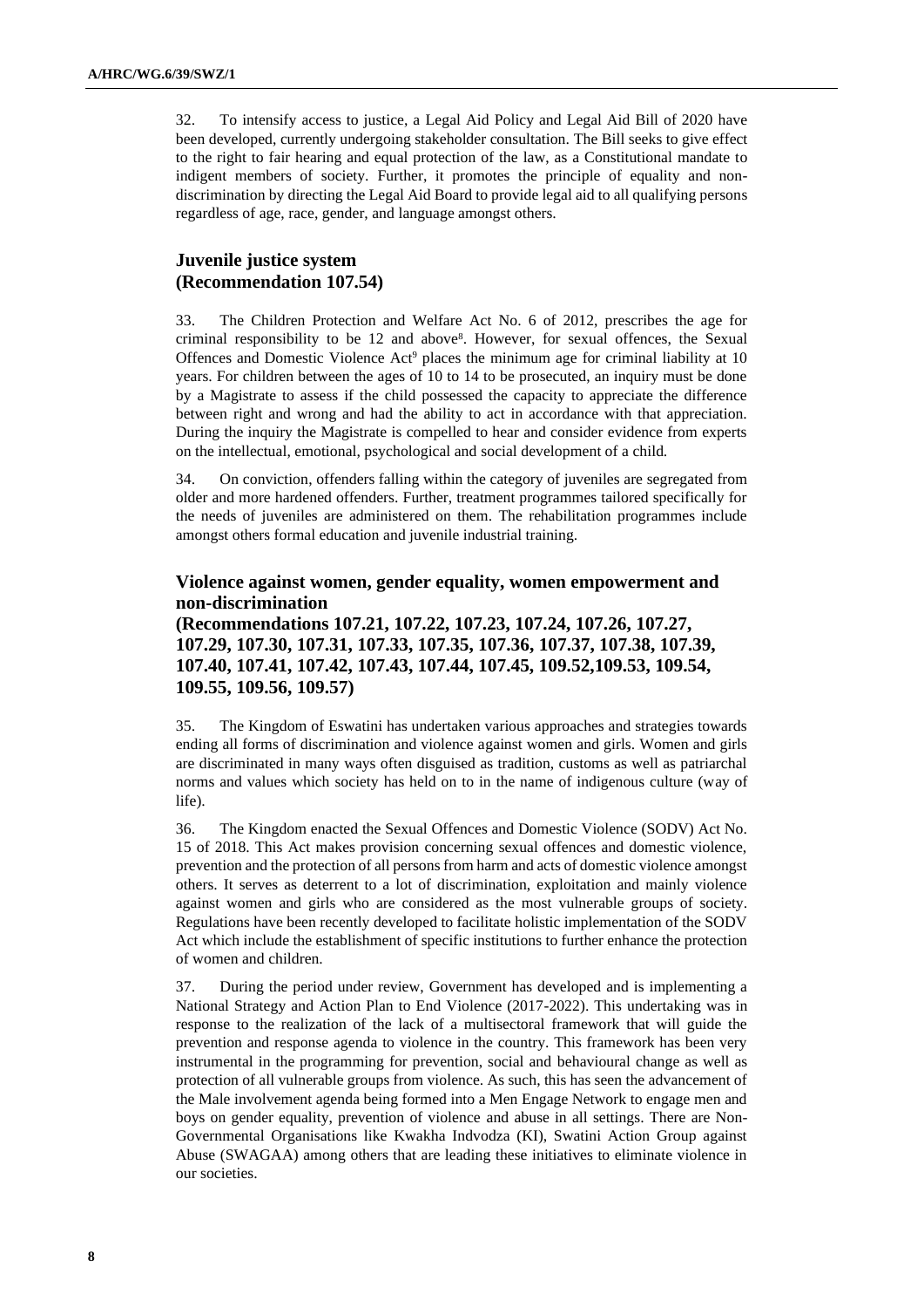32. To intensify access to justice, a Legal Aid Policy and Legal Aid Bill of 2020 have been developed, currently undergoing stakeholder consultation. The Bill seeks to give effect to the right to fair hearing and equal protection of the law, as a Constitutional mandate to indigent members of society. Further, it promotes the principle of equality and non-discrimination by directing the Legal Aid Board to provide legal aid to all qualifying persons regardless of age, race, gender, and language amongst others.

## Juvenile justice system (Recommendation 107.54)

33. The Children Protection and Welfare Act No. 6 of 2012, prescribes the age for criminal responsibility to be 12 and above[8]. However, for sexual offences, the Sexual Offences and Domestic Violence Act[9] places the minimum age for criminal liability at 10 years. For children between the ages of 10 to 14 to be prosecuted, an inquiry must be done by a Magistrate to assess if the child possessed the capacity to appreciate the difference between right and wrong and had the ability to act in accordance with that appreciation. During the inquiry the Magistrate is compelled to hear and consider evidence from experts on the intellectual, emotional, psychological and social development of a child.

34. On conviction, offenders falling within the category of juveniles are segregated from older and more hardened offenders. Further, treatment programmes tailored specifically for the needs of juveniles are administered on them. The rehabilitation programmes include amongst others formal education and juvenile industrial training.

## Violence against women, gender equality, women empowerment and non-discrimination (Recommendations 107.21, 107.22, 107.23, 107.24, 107.26, 107.27, 107.29, 107.30, 107.31, 107.33, 107.35, 107.36, 107.37, 107.38, 107.39, 107.40, 107.41, 107.42, 107.43, 107.44, 107.45, 109.52,109.53, 109.54, 109.55, 109.56, 109.57)

35. The Kingdom of Eswatini has undertaken various approaches and strategies towards ending all forms of discrimination and violence against women and girls. Women and girls are discriminated in many ways often disguised as tradition, customs as well as patriarchal norms and values which society has held on to in the name of indigenous culture (way of life).

36. The Kingdom enacted the Sexual Offences and Domestic Violence (SODV) Act No. 15 of 2018. This Act makes provision concerning sexual offences and domestic violence, prevention and the protection of all persons from harm and acts of domestic violence amongst others. It serves as deterrent to a lot of discrimination, exploitation and mainly violence against women and girls who are considered as the most vulnerable groups of society. Regulations have been recently developed to facilitate holistic implementation of the SODV Act which include the establishment of specific institutions to further enhance the protection of women and children.

37. During the period under review, Government has developed and is implementing a National Strategy and Action Plan to End Violence (2017-2022). This undertaking was in response to the realization of the lack of a multisectoral framework that will guide the prevention and response agenda to violence in the country. This framework has been very instrumental in the programming for prevention, social and behavioural change as well as protection of all vulnerable groups from violence. As such, this has seen the advancement of the Male involvement agenda being formed into a Men Engage Network to engage men and boys on gender equality, prevention of violence and abuse in all settings. There are Non-Governmental Organisations like Kwakha Indvodza (KI), Swatini Action Group against Abuse (SWAGAA) among others that are leading these initiatives to eliminate violence in our societies.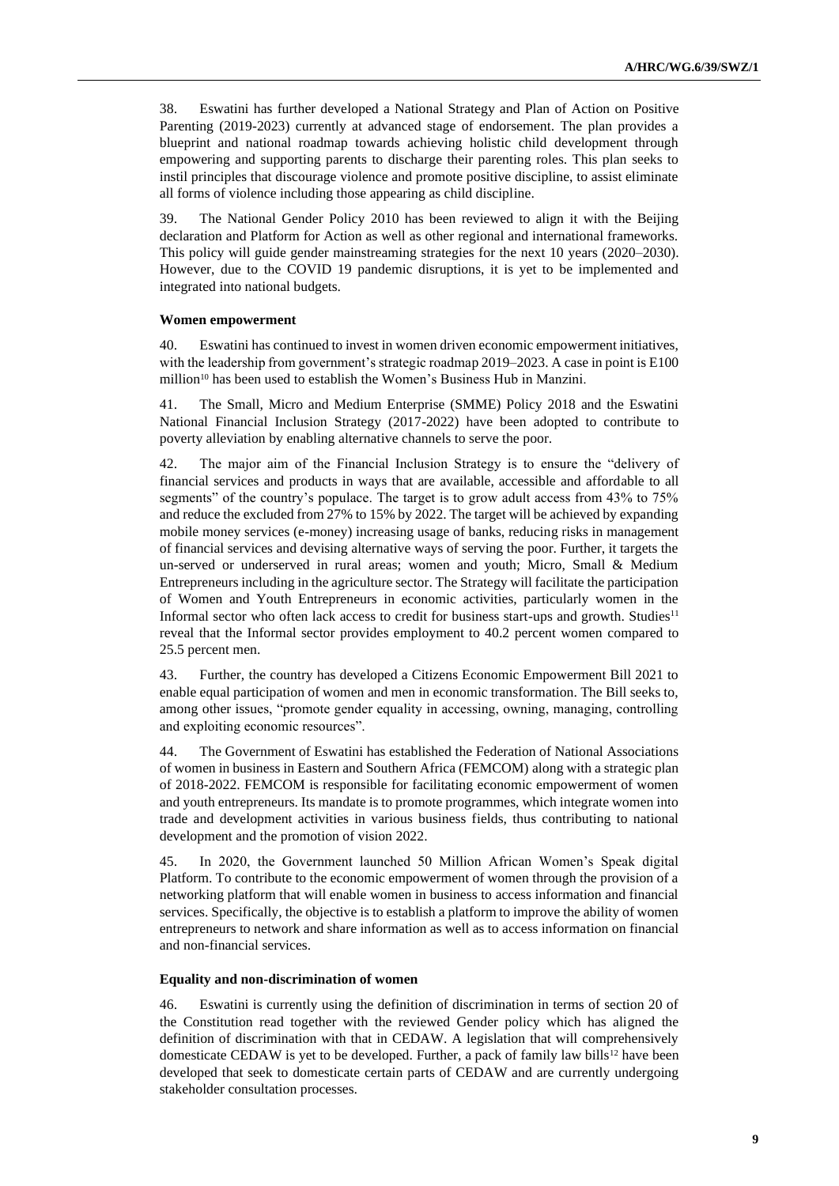38. Eswatini has further developed a National Strategy and Plan of Action on Positive Parenting (2019-2023) currently at advanced stage of endorsement. The plan provides a blueprint and national roadmap towards achieving holistic child development through empowering and supporting parents to discharge their parenting roles. This plan seeks to instil principles that discourage violence and promote positive discipline, to assist eliminate all forms of violence including those appearing as child discipline.

39. The National Gender Policy 2010 has been reviewed to align it with the Beijing declaration and Platform for Action as well as other regional and international frameworks. This policy will guide gender mainstreaming strategies for the next 10 years (2020–2030). However, due to the COVID 19 pandemic disruptions, it is yet to be implemented and integrated into national budgets.

**Women empowerment**

40. Eswatini has continued to invest in women driven economic empowerment initiatives, with the leadership from government's strategic roadmap 2019–2023. A case in point is E100 million[10] has been used to establish the Women's Business Hub in Manzini.

41. The Small, Micro and Medium Enterprise (SMME) Policy 2018 and the Eswatini National Financial Inclusion Strategy (2017-2022) have been adopted to contribute to poverty alleviation by enabling alternative channels to serve the poor.

42. The major aim of the Financial Inclusion Strategy is to ensure the "delivery of financial services and products in ways that are available, accessible and affordable to all segments" of the country's populace. The target is to grow adult access from 43% to 75% and reduce the excluded from 27% to 15% by 2022. The target will be achieved by expanding mobile money services (e-money) increasing usage of banks, reducing risks in management of financial services and devising alternative ways of serving the poor. Further, it targets the un-served or underserved in rural areas; women and youth; Micro, Small & Medium Entrepreneurs including in the agriculture sector. The Strategy will facilitate the participation of Women and Youth Entrepreneurs in economic activities, particularly women in the Informal sector who often lack access to credit for business start-ups and growth. Studies[11] reveal that the Informal sector provides employment to 40.2 percent women compared to 25.5 percent men.

43. Further, the country has developed a Citizens Economic Empowerment Bill 2021 to enable equal participation of women and men in economic transformation. The Bill seeks to, among other issues, "promote gender equality in accessing, owning, managing, controlling and exploiting economic resources".

44. The Government of Eswatini has established the Federation of National Associations of women in business in Eastern and Southern Africa (FEMCOM) along with a strategic plan of 2018-2022. FEMCOM is responsible for facilitating economic empowerment of women and youth entrepreneurs. Its mandate is to promote programmes, which integrate women into trade and development activities in various business fields, thus contributing to national development and the promotion of vision 2022.

45. In 2020, the Government launched 50 Million African Women's Speak digital Platform. To contribute to the economic empowerment of women through the provision of a networking platform that will enable women in business to access information and financial services. Specifically, the objective is to establish a platform to improve the ability of women entrepreneurs to network and share information as well as to access information on financial and non-financial services.

**Equality and non-discrimination of women**

46. Eswatini is currently using the definition of discrimination in terms of section 20 of the Constitution read together with the reviewed Gender policy which has aligned the definition of discrimination with that in CEDAW. A legislation that will comprehensively domesticate CEDAW is yet to be developed. Further, a pack of family law bills[12] have been developed that seek to domesticate certain parts of CEDAW and are currently undergoing stakeholder consultation processes.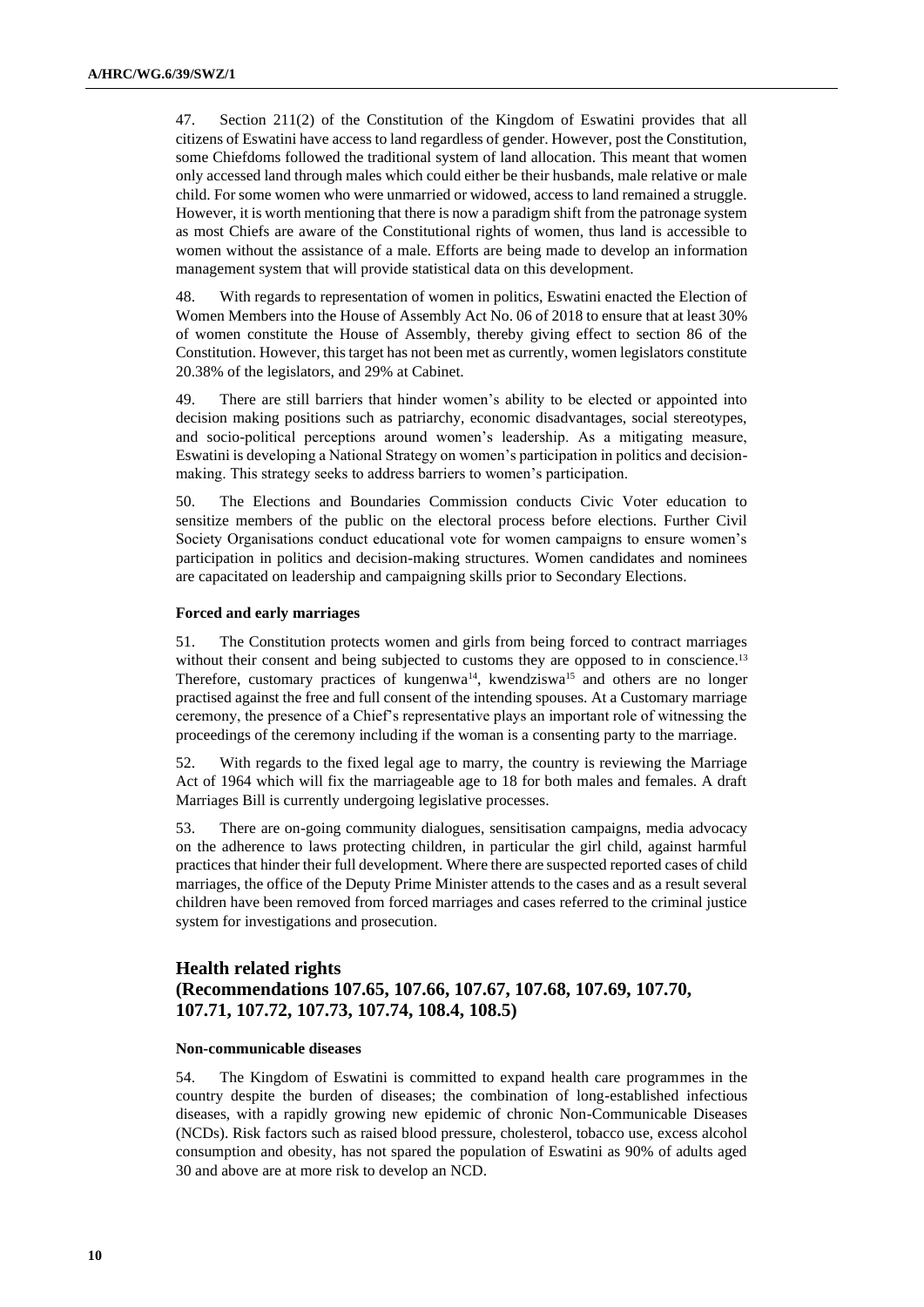47. Section 211(2) of the Constitution of the Kingdom of Eswatini provides that all citizens of Eswatini have access to land regardless of gender. However, post the Constitution, some Chiefdoms followed the traditional system of land allocation. This meant that women only accessed land through males which could either be their husbands, male relative or male child. For some women who were unmarried or widowed, access to land remained a struggle. However, it is worth mentioning that there is now a paradigm shift from the patronage system as most Chiefs are aware of the Constitutional rights of women, thus land is accessible to women without the assistance of a male. Efforts are being made to develop an information management system that will provide statistical data on this development.

48. With regards to representation of women in politics, Eswatini enacted the Election of Women Members into the House of Assembly Act No. 06 of 2018 to ensure that at least 30% of women constitute the House of Assembly, thereby giving effect to section 86 of the Constitution. However, this target has not been met as currently, women legislators constitute 20.38% of the legislators, and 29% at Cabinet.

49. There are still barriers that hinder women's ability to be elected or appointed into decision making positions such as patriarchy, economic disadvantages, social stereotypes, and socio-political perceptions around women's leadership. As a mitigating measure, Eswatini is developing a National Strategy on women's participation in politics and decision-making. This strategy seeks to address barriers to women's participation.

50. The Elections and Boundaries Commission conducts Civic Voter education to sensitize members of the public on the electoral process before elections. Further Civil Society Organisations conduct educational vote for women campaigns to ensure women's participation in politics and decision-making structures. Women candidates and nominees are capacitated on leadership and campaigning skills prior to Secondary Elections.

#### Forced and early marriages

51. The Constitution protects women and girls from being forced to contract marriages without their consent and being subjected to customs they are opposed to in conscience.[13] Therefore, customary practices of kungenwa[14], kwendziswa[15] and others are no longer practised against the free and full consent of the intending spouses. At a Customary marriage ceremony, the presence of a Chief's representative plays an important role of witnessing the proceedings of the ceremony including if the woman is a consenting party to the marriage.

52. With regards to the fixed legal age to marry, the country is reviewing the Marriage Act of 1964 which will fix the marriageable age to 18 for both males and females. A draft Marriages Bill is currently undergoing legislative processes.

53. There are on-going community dialogues, sensitisation campaigns, media advocacy on the adherence to laws protecting children, in particular the girl child, against harmful practices that hinder their full development. Where there are suspected reported cases of child marriages, the office of the Deputy Prime Minister attends to the cases and as a result several children have been removed from forced marriages and cases referred to the criminal justice system for investigations and prosecution.

## Health related rights (Recommendations 107.65, 107.66, 107.67, 107.68, 107.69, 107.70, 107.71, 107.72, 107.73, 107.74, 108.4, 108.5)

#### Non-communicable diseases

54. The Kingdom of Eswatini is committed to expand health care programmes in the country despite the burden of diseases; the combination of long-established infectious diseases, with a rapidly growing new epidemic of chronic Non-Communicable Diseases (NCDs). Risk factors such as raised blood pressure, cholesterol, tobacco use, excess alcohol consumption and obesity, has not spared the population of Eswatini as 90% of adults aged 30 and above are at more risk to develop an NCD.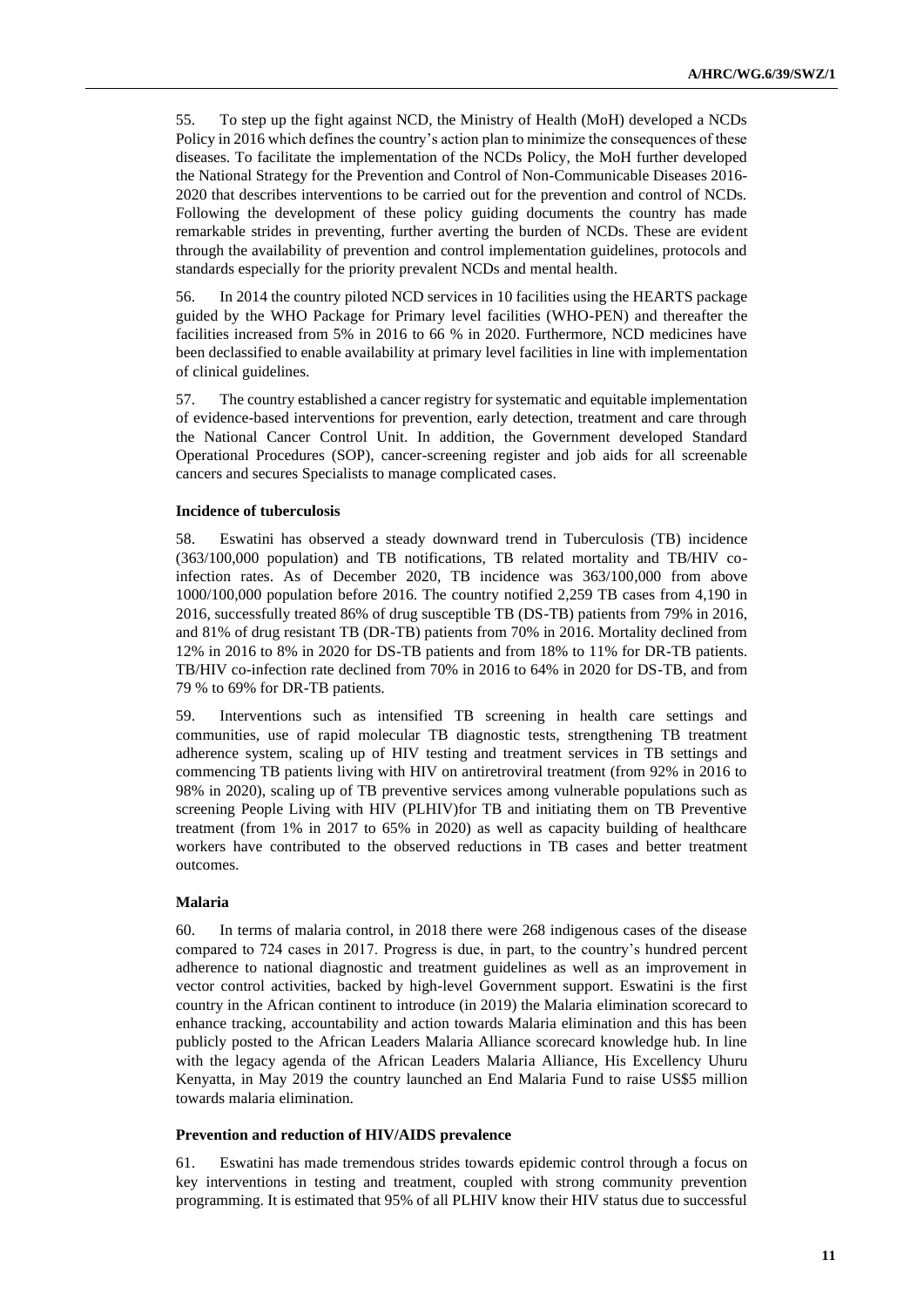55. To step up the fight against NCD, the Ministry of Health (MoH) developed a NCDs Policy in 2016 which defines the country's action plan to minimize the consequences of these diseases. To facilitate the implementation of the NCDs Policy, the MoH further developed the National Strategy for the Prevention and Control of Non-Communicable Diseases 2016-2020 that describes interventions to be carried out for the prevention and control of NCDs. Following the development of these policy guiding documents the country has made remarkable strides in preventing, further averting the burden of NCDs. These are evident through the availability of prevention and control implementation guidelines, protocols and standards especially for the priority prevalent NCDs and mental health.

56. In 2014 the country piloted NCD services in 10 facilities using the HEARTS package guided by the WHO Package for Primary level facilities (WHO-PEN) and thereafter the facilities increased from 5% in 2016 to 66 % in 2020. Furthermore, NCD medicines have been declassified to enable availability at primary level facilities in line with implementation of clinical guidelines.

57. The country established a cancer registry for systematic and equitable implementation of evidence-based interventions for prevention, early detection, treatment and care through the National Cancer Control Unit. In addition, the Government developed Standard Operational Procedures (SOP), cancer-screening register and job aids for all screenable cancers and secures Specialists to manage complicated cases.

**Incidence of tuberculosis**

58. Eswatini has observed a steady downward trend in Tuberculosis (TB) incidence (363/100,000 population) and TB notifications, TB related mortality and TB/HIV co-infection rates. As of December 2020, TB incidence was 363/100,000 from above 1000/100,000 population before 2016. The country notified 2,259 TB cases from 4,190 in 2016, successfully treated 86% of drug susceptible TB (DS-TB) patients from 79% in 2016, and 81% of drug resistant TB (DR-TB) patients from 70% in 2016. Mortality declined from 12% in 2016 to 8% in 2020 for DS-TB patients and from 18% to 11% for DR-TB patients. TB/HIV co-infection rate declined from 70% in 2016 to 64% in 2020 for DS-TB, and from 79 % to 69% for DR-TB patients.

59. Interventions such as intensified TB screening in health care settings and communities, use of rapid molecular TB diagnostic tests, strengthening TB treatment adherence system, scaling up of HIV testing and treatment services in TB settings and commencing TB patients living with HIV on antiretroviral treatment (from 92% in 2016 to 98% in 2020), scaling up of TB preventive services among vulnerable populations such as screening People Living with HIV (PLHIV)for TB and initiating them on TB Preventive treatment (from 1% in 2017 to 65% in 2020) as well as capacity building of healthcare workers have contributed to the observed reductions in TB cases and better treatment outcomes.

**Malaria**

60. In terms of malaria control, in 2018 there were 268 indigenous cases of the disease compared to 724 cases in 2017. Progress is due, in part, to the country's hundred percent adherence to national diagnostic and treatment guidelines as well as an improvement in vector control activities, backed by high-level Government support. Eswatini is the first country in the African continent to introduce (in 2019) the Malaria elimination scorecard to enhance tracking, accountability and action towards Malaria elimination and this has been publicly posted to the African Leaders Malaria Alliance scorecard knowledge hub. In line with the legacy agenda of the African Leaders Malaria Alliance, His Excellency Uhuru Kenyatta, in May 2019 the country launched an End Malaria Fund to raise US$5 million towards malaria elimination.

**Prevention and reduction of HIV/AIDS prevalence**

61. Eswatini has made tremendous strides towards epidemic control through a focus on key interventions in testing and treatment, coupled with strong community prevention programming. It is estimated that 95% of all PLHIV know their HIV status due to successful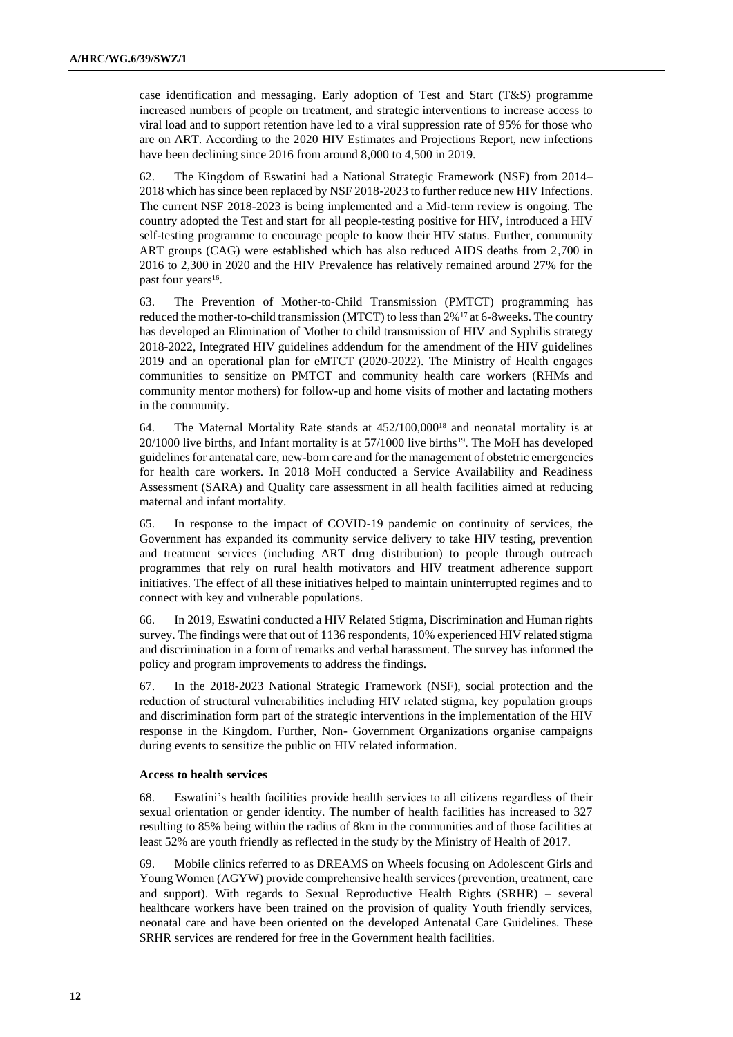case identification and messaging. Early adoption of Test and Start (T&S) programme increased numbers of people on treatment, and strategic interventions to increase access to viral load and to support retention have led to a viral suppression rate of 95% for those who are on ART. According to the 2020 HIV Estimates and Projections Report, new infections have been declining since 2016 from around 8,000 to 4,500 in 2019.

62. The Kingdom of Eswatini had a National Strategic Framework (NSF) from 2014–2018 which has since been replaced by NSF 2018-2023 to further reduce new HIV Infections. The current NSF 2018-2023 is being implemented and a Mid-term review is ongoing. The country adopted the Test and start for all people-testing positive for HIV, introduced a HIV self-testing programme to encourage people to know their HIV status. Further, community ART groups (CAG) were established which has also reduced AIDS deaths from 2,700 in 2016 to 2,300 in 2020 and the HIV Prevalence has relatively remained around 27% for the past four years[16].

63. The Prevention of Mother-to-Child Transmission (PMTCT) programming has reduced the mother-to-child transmission (MTCT) to less than 2%[17] at 6-8weeks. The country has developed an Elimination of Mother to child transmission of HIV and Syphilis strategy 2018-2022, Integrated HIV guidelines addendum for the amendment of the HIV guidelines 2019 and an operational plan for eMTCT (2020-2022). The Ministry of Health engages communities to sensitize on PMTCT and community health care workers (RHMs and community mentor mothers) for follow-up and home visits of mother and lactating mothers in the community.

64. The Maternal Mortality Rate stands at 452/100,000[18] and neonatal mortality is at 20/1000 live births, and Infant mortality is at 57/1000 live births[19]. The MoH has developed guidelines for antenatal care, new-born care and for the management of obstetric emergencies for health care workers. In 2018 MoH conducted a Service Availability and Readiness Assessment (SARA) and Quality care assessment in all health facilities aimed at reducing maternal and infant mortality.

65. In response to the impact of COVID-19 pandemic on continuity of services, the Government has expanded its community service delivery to take HIV testing, prevention and treatment services (including ART drug distribution) to people through outreach programmes that rely on rural health motivators and HIV treatment adherence support initiatives. The effect of all these initiatives helped to maintain uninterrupted regimes and to connect with key and vulnerable populations.

66. In 2019, Eswatini conducted a HIV Related Stigma, Discrimination and Human rights survey. The findings were that out of 1136 respondents, 10% experienced HIV related stigma and discrimination in a form of remarks and verbal harassment. The survey has informed the policy and program improvements to address the findings.

67. In the 2018-2023 National Strategic Framework (NSF), social protection and the reduction of structural vulnerabilities including HIV related stigma, key population groups and discrimination form part of the strategic interventions in the implementation of the HIV response in the Kingdom. Further, Non- Government Organizations organise campaigns during events to sensitize the public on HIV related information.

**Access to health services**

68. Eswatini's health facilities provide health services to all citizens regardless of their sexual orientation or gender identity. The number of health facilities has increased to 327 resulting to 85% being within the radius of 8km in the communities and of those facilities at least 52% are youth friendly as reflected in the study by the Ministry of Health of 2017.

69. Mobile clinics referred to as DREAMS on Wheels focusing on Adolescent Girls and Young Women (AGYW) provide comprehensive health services (prevention, treatment, care and support). With regards to Sexual Reproductive Health Rights (SRHR) – several healthcare workers have been trained on the provision of quality Youth friendly services, neonatal care and have been oriented on the developed Antenatal Care Guidelines. These SRHR services are rendered for free in the Government health facilities.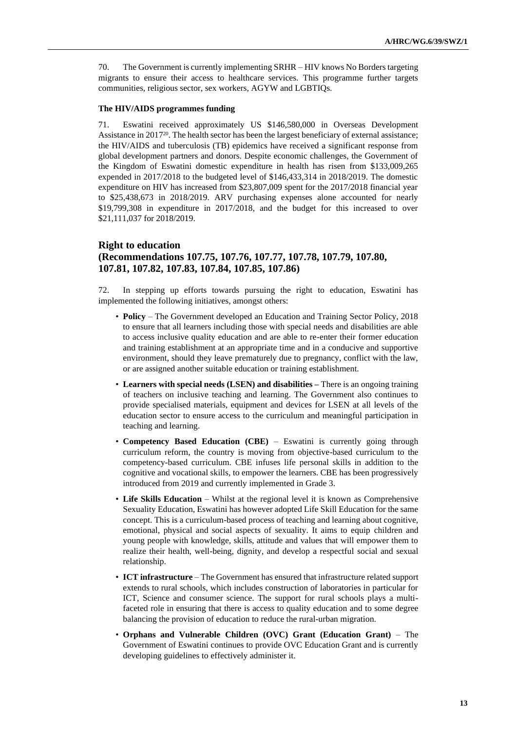70. The Government is currently implementing SRHR – HIV knows No Borders targeting migrants to ensure their access to healthcare services. This programme further targets communities, religious sector, sex workers, AGYW and LGBTIQs.

**The HIV/AIDS programmes funding**

71. Eswatini received approximately US 146,580,000 in Overseas Development Assistance in 2017[20]. The health sector has been the largest beneficiary of external assistance; the HIV/AIDS and tuberculosis (TB) epidemics have received a significant response from global development partners and donors. Despite economic challenges, the Government of the Kingdom of Eswatini domestic expenditure in health has risen from $133,009,265 expended in 2017/2018 to the budgeted level of $146,433,314 in 2018/2019. The domestic expenditure on HIV has increased from $23,807,009 spent for the 2017/2018 financial year to $25,438,673 in 2018/2019. ARV purchasing expenses alone accounted for nearly $19,799,308 in expenditure in 2017/2018, and the budget for this increased to over $21,111,037 for 2018/2019.

## Right to education (Recommendations 107.75, 107.76, 107.77, 107.78, 107.79, 107.80, 107.81, 107.82, 107.83, 107.84, 107.85, 107.86)

72. In stepping up efforts towards pursuing the right to education, Eswatini has implemented the following initiatives, amongst others:

- **Policy** – The Government developed an Education and Training Sector Policy, 2018 to ensure that all learners including those with special needs and disabilities are able to access inclusive quality education and are able to re-enter their former education and training establishment at an appropriate time and in a conducive and supportive environment, should they leave prematurely due to pregnancy, conflict with the law, or are assigned another suitable education or training establishment.
- **Learners with special needs (LSEN) and disabilities –** There is an ongoing training of teachers on inclusive teaching and learning. The Government also continues to provide specialised materials, equipment and devices for LSEN at all levels of the education sector to ensure access to the curriculum and meaningful participation in teaching and learning.
- **Competency Based Education (CBE)** – Eswatini is currently going through curriculum reform, the country is moving from objective-based curriculum to the competency-based curriculum. CBE infuses life personal skills in addition to the cognitive and vocational skills, to empower the learners. CBE has been progressively introduced from 2019 and currently implemented in Grade 3.
- **Life Skills Education** – Whilst at the regional level it is known as Comprehensive Sexuality Education, Eswatini has however adopted Life Skill Education for the same concept. This is a curriculum-based process of teaching and learning about cognitive, emotional, physical and social aspects of sexuality. It aims to equip children and young people with knowledge, skills, attitude and values that will empower them to realize their health, well-being, dignity, and develop a respectful social and sexual relationship.
- **ICT infrastructure** – The Government has ensured that infrastructure related support extends to rural schools, which includes construction of laboratories in particular for ICT, Science and consumer science. The support for rural schools plays a multi-faceted role in ensuring that there is access to quality education and to some degree balancing the provision of education to reduce the rural-urban migration.
- **Orphans and Vulnerable Children (OVC) Grant (Education Grant)** – The Government of Eswatini continues to provide OVC Education Grant and is currently developing guidelines to effectively administer it.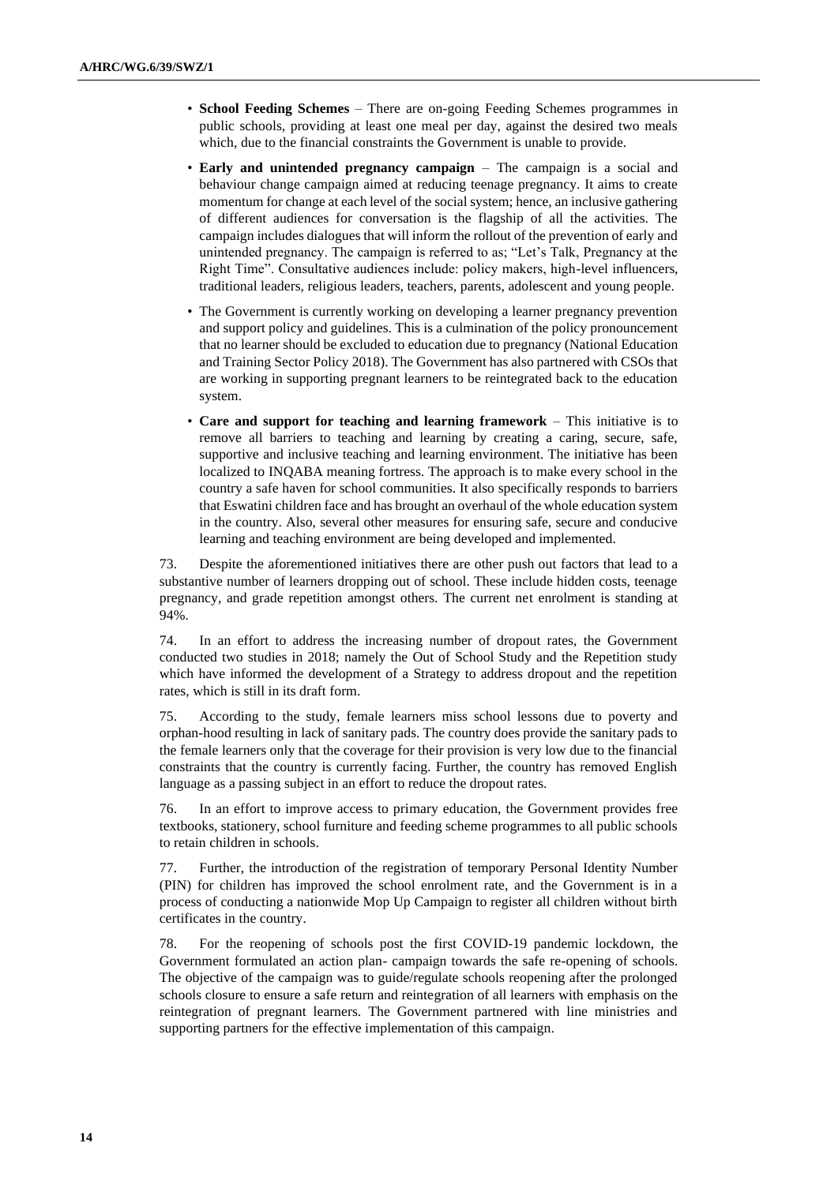- **School Feeding Schemes** – There are on-going Feeding Schemes programmes in public schools, providing at least one meal per day, against the desired two meals which, due to the financial constraints the Government is unable to provide.
- **Early and unintended pregnancy campaign** – The campaign is a social and behaviour change campaign aimed at reducing teenage pregnancy. It aims to create momentum for change at each level of the social system; hence, an inclusive gathering of different audiences for conversation is the flagship of all the activities. The campaign includes dialogues that will inform the rollout of the prevention of early and unintended pregnancy. The campaign is referred to as; "Let's Talk, Pregnancy at the Right Time". Consultative audiences include: policy makers, high-level influencers, traditional leaders, religious leaders, teachers, parents, adolescent and young people.
- The Government is currently working on developing a learner pregnancy prevention and support policy and guidelines. This is a culmination of the policy pronouncement that no learner should be excluded to education due to pregnancy (National Education and Training Sector Policy 2018). The Government has also partnered with CSOs that are working in supporting pregnant learners to be reintegrated back to the education system.
- **Care and support for teaching and learning framework** – This initiative is to remove all barriers to teaching and learning by creating a caring, secure, safe, supportive and inclusive teaching and learning environment. The initiative has been localized to INQABA meaning fortress. The approach is to make every school in the country a safe haven for school communities. It also specifically responds to barriers that Eswatini children face and has brought an overhaul of the whole education system in the country. Also, several other measures for ensuring safe, secure and conducive learning and teaching environment are being developed and implemented.

73. Despite the aforementioned initiatives there are other push out factors that lead to a substantive number of learners dropping out of school. These include hidden costs, teenage pregnancy, and grade repetition amongst others. The current net enrolment is standing at 94%.

74. In an effort to address the increasing number of dropout rates, the Government conducted two studies in 2018; namely the Out of School Study and the Repetition study which have informed the development of a Strategy to address dropout and the repetition rates, which is still in its draft form.

75. According to the study, female learners miss school lessons due to poverty and orphan-hood resulting in lack of sanitary pads. The country does provide the sanitary pads to the female learners only that the coverage for their provision is very low due to the financial constraints that the country is currently facing. Further, the country has removed English language as a passing subject in an effort to reduce the dropout rates.

76. In an effort to improve access to primary education, the Government provides free textbooks, stationery, school furniture and feeding scheme programmes to all public schools to retain children in schools.

77. Further, the introduction of the registration of temporary Personal Identity Number (PIN) for children has improved the school enrolment rate, and the Government is in a process of conducting a nationwide Mop Up Campaign to register all children without birth certificates in the country.

78. For the reopening of schools post the first COVID-19 pandemic lockdown, the Government formulated an action plan- campaign towards the safe re-opening of schools. The objective of the campaign was to guide/regulate schools reopening after the prolonged schools closure to ensure a safe return and reintegration of all learners with emphasis on the reintegration of pregnant learners. The Government partnered with line ministries and supporting partners for the effective implementation of this campaign.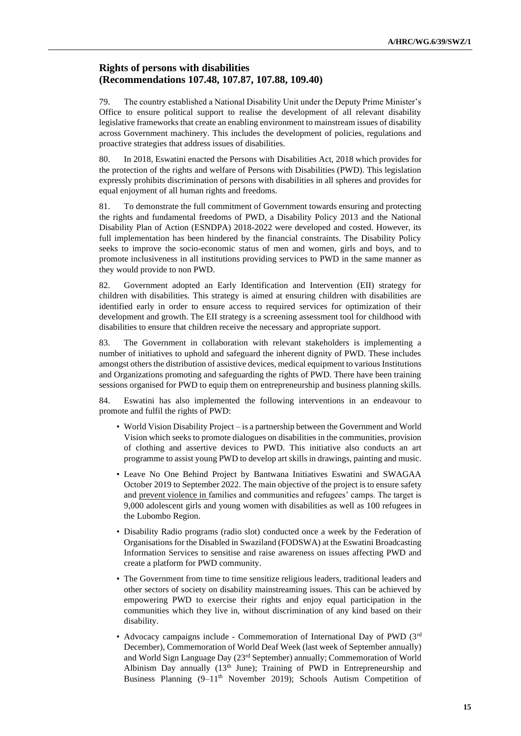## Rights of persons with disabilities (Recommendations 107.48, 107.87, 107.88, 109.40)

79. The country established a National Disability Unit under the Deputy Prime Minister's Office to ensure political support to realise the development of all relevant disability legislative frameworks that create an enabling environment to mainstream issues of disability across Government machinery. This includes the development of policies, regulations and proactive strategies that address issues of disabilities.

80. In 2018, Eswatini enacted the Persons with Disabilities Act, 2018 which provides for the protection of the rights and welfare of Persons with Disabilities (PWD). This legislation expressly prohibits discrimination of persons with disabilities in all spheres and provides for equal enjoyment of all human rights and freedoms.

81. To demonstrate the full commitment of Government towards ensuring and protecting the rights and fundamental freedoms of PWD, a Disability Policy 2013 and the National Disability Plan of Action (ESNDPA) 2018-2022 were developed and costed. However, its full implementation has been hindered by the financial constraints. The Disability Policy seeks to improve the socio-economic status of men and women, girls and boys, and to promote inclusiveness in all institutions providing services to PWD in the same manner as they would provide to non PWD.

82. Government adopted an Early Identification and Intervention (EII) strategy for children with disabilities. This strategy is aimed at ensuring children with disabilities are identified early in order to ensure access to required services for optimization of their development and growth. The EII strategy is a screening assessment tool for childhood with disabilities to ensure that children receive the necessary and appropriate support.

83. The Government in collaboration with relevant stakeholders is implementing a number of initiatives to uphold and safeguard the inherent dignity of PWD. These includes amongst others the distribution of assistive devices, medical equipment to various Institutions and Organizations promoting and safeguarding the rights of PWD. There have been training sessions organised for PWD to equip them on entrepreneurship and business planning skills.

84. Eswatini has also implemented the following interventions in an endeavour to promote and fulfil the rights of PWD:

- World Vision Disability Project – is a partnership between the Government and World Vision which seeks to promote dialogues on disabilities in the communities, provision of clothing and assertive devices to PWD. This initiative also conducts an art programme to assist young PWD to develop art skills in drawings, painting and music.
- Leave No One Behind Project by Bantwana Initiatives Eswatini and SWAGAA October 2019 to September 2022. The main objective of the project is to ensure safety and prevent violence in families and communities and refugees' camps. The target is 9,000 adolescent girls and young women with disabilities as well as 100 refugees in the Lubombo Region.
- Disability Radio programs (radio slot) conducted once a week by the Federation of Organisations for the Disabled in Swaziland (FODSWA) at the Eswatini Broadcasting Information Services to sensitise and raise awareness on issues affecting PWD and create a platform for PWD community.
- The Government from time to time sensitize religious leaders, traditional leaders and other sectors of society on disability mainstreaming issues. This can be achieved by empowering PWD to exercise their rights and enjoy equal participation in the communities which they live in, without discrimination of any kind based on their disability.
- Advocacy campaigns include - Commemoration of International Day of PWD (3rd December), Commemoration of World Deaf Week (last week of September annually) and World Sign Language Day (23rd September) annually; Commemoration of World Albinism Day annually (13th June); Training of PWD in Entrepreneurship and Business Planning (9–11th November 2019); Schools Autism Competition of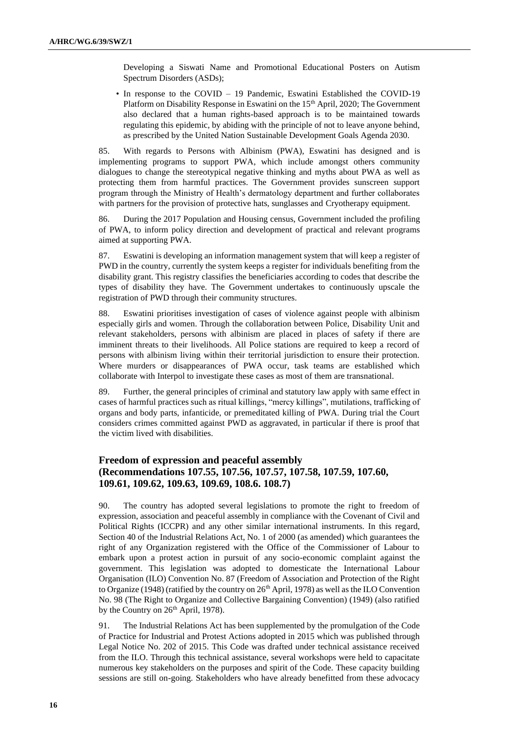Developing a Siswati Name and Promotional Educational Posters on Autism Spectrum Disorders (ASDs);

- In response to the COVID – 19 Pandemic, Eswatini Established the COVID-19 Platform on Disability Response in Eswatini on the 15th April, 2020; The Government also declared that a human rights-based approach is to be maintained towards regulating this epidemic, by abiding with the principle of not to leave anyone behind, as prescribed by the United Nation Sustainable Development Goals Agenda 2030.

85. With regards to Persons with Albinism (PWA), Eswatini has designed and is implementing programs to support PWA, which include amongst others community dialogues to change the stereotypical negative thinking and myths about PWA as well as protecting them from harmful practices. The Government provides sunscreen support program through the Ministry of Health's dermatology department and further collaborates with partners for the provision of protective hats, sunglasses and Cryotherapy equipment.

86. During the 2017 Population and Housing census, Government included the profiling of PWA, to inform policy direction and development of practical and relevant programs aimed at supporting PWA.

87. Eswatini is developing an information management system that will keep a register of PWD in the country, currently the system keeps a register for individuals benefiting from the disability grant. This registry classifies the beneficiaries according to codes that describe the types of disability they have. The Government undertakes to continuously upscale the registration of PWD through their community structures.

88. Eswatini prioritises investigation of cases of violence against people with albinism especially girls and women. Through the collaboration between Police, Disability Unit and relevant stakeholders, persons with albinism are placed in places of safety if there are imminent threats to their livelihoods. All Police stations are required to keep a record of persons with albinism living within their territorial jurisdiction to ensure their protection. Where murders or disappearances of PWA occur, task teams are established which collaborate with Interpol to investigate these cases as most of them are transnational.

89. Further, the general principles of criminal and statutory law apply with same effect in cases of harmful practices such as ritual killings, "mercy killings", mutilations, trafficking of organs and body parts, infanticide, or premeditated killing of PWA. During trial the Court considers crimes committed against PWD as aggravated, in particular if there is proof that the victim lived with disabilities.

## Freedom of expression and peaceful assembly (Recommendations 107.55, 107.56, 107.57, 107.58, 107.59, 107.60, 109.61, 109.62, 109.63, 109.69, 108.6. 108.7)

90. The country has adopted several legislations to promote the right to freedom of expression, association and peaceful assembly in compliance with the Covenant of Civil and Political Rights (ICCPR) and any other similar international instruments. In this regard, Section 40 of the Industrial Relations Act, No. 1 of 2000 (as amended) which guarantees the right of any Organization registered with the Office of the Commissioner of Labour to embark upon a protest action in pursuit of any socio-economic complaint against the government. This legislation was adopted to domesticate the International Labour Organisation (ILO) Convention No. 87 (Freedom of Association and Protection of the Right to Organize (1948) (ratified by the country on 26th April, 1978) as well as the ILO Convention No. 98 (The Right to Organize and Collective Bargaining Convention) (1949) (also ratified by the Country on 26th April, 1978).

91. The Industrial Relations Act has been supplemented by the promulgation of the Code of Practice for Industrial and Protest Actions adopted in 2015 which was published through Legal Notice No. 202 of 2015. This Code was drafted under technical assistance received from the ILO. Through this technical assistance, several workshops were held to capacitate numerous key stakeholders on the purposes and spirit of the Code. These capacity building sessions are still on-going. Stakeholders who have already benefitted from these advocacy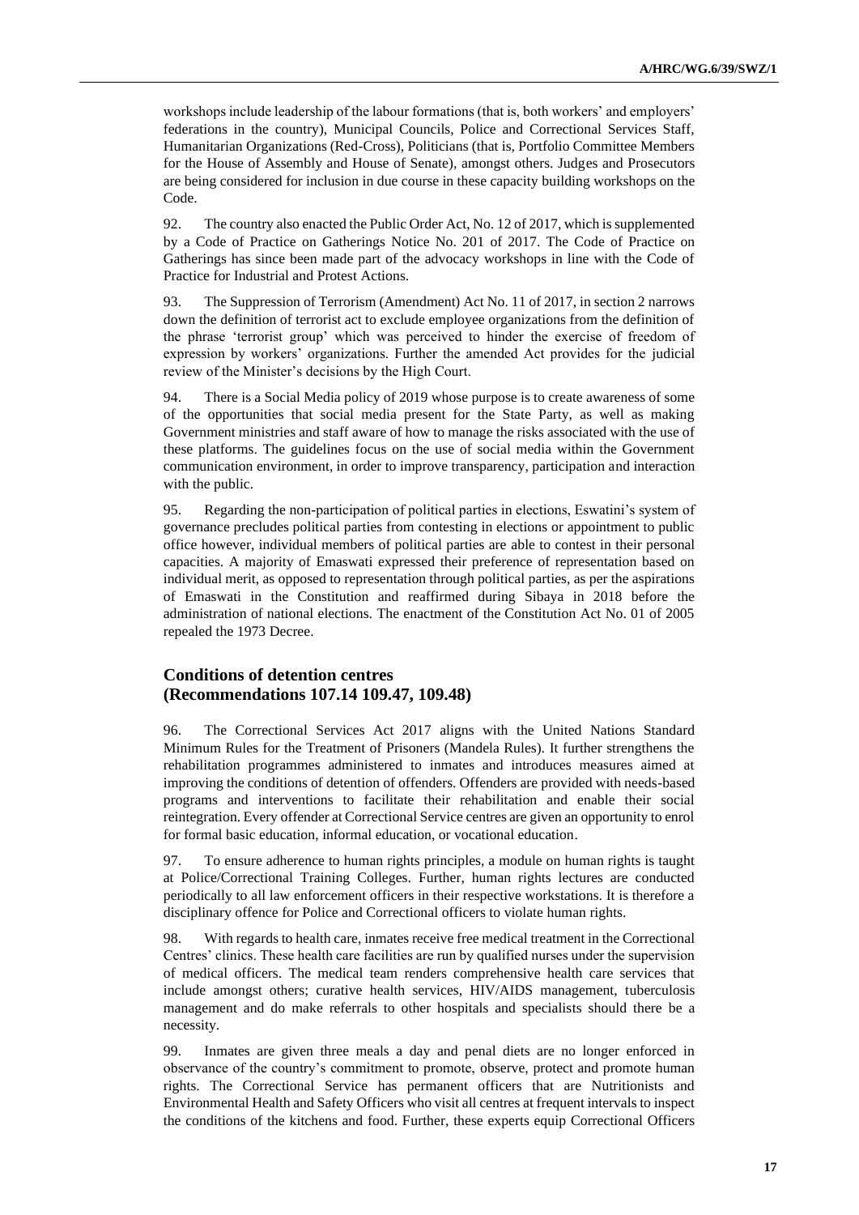workshops include leadership of the labour formations (that is, both workers' and employers' federations in the country), Municipal Councils, Police and Correctional Services Staff, Humanitarian Organizations (Red-Cross), Politicians (that is, Portfolio Committee Members for the House of Assembly and House of Senate), amongst others. Judges and Prosecutors are being considered for inclusion in due course in these capacity building workshops on the Code.

92. The country also enacted the Public Order Act, No. 12 of 2017, which is supplemented by a Code of Practice on Gatherings Notice No. 201 of 2017. The Code of Practice on Gatherings has since been made part of the advocacy workshops in line with the Code of Practice for Industrial and Protest Actions.

93. The Suppression of Terrorism (Amendment) Act No. 11 of 2017, in section 2 narrows down the definition of terrorist act to exclude employee organizations from the definition of the phrase 'terrorist group' which was perceived to hinder the exercise of freedom of expression by workers' organizations. Further the amended Act provides for the judicial review of the Minister's decisions by the High Court.

94. There is a Social Media policy of 2019 whose purpose is to create awareness of some of the opportunities that social media present for the State Party, as well as making Government ministries and staff aware of how to manage the risks associated with the use of these platforms. The guidelines focus on the use of social media within the Government communication environment, in order to improve transparency, participation and interaction with the public.

95. Regarding the non-participation of political parties in elections, Eswatini's system of governance precludes political parties from contesting in elections or appointment to public office however, individual members of political parties are able to contest in their personal capacities. A majority of Emaswati expressed their preference of representation based on individual merit, as opposed to representation through political parties, as per the aspirations of Emaswati in the Constitution and reaffirmed during Sibaya in 2018 before the administration of national elections. The enactment of the Constitution Act No. 01 of 2005 repealed the 1973 Decree.

## Conditions of detention centres (Recommendations 107.14 109.47, 109.48)

96. The Correctional Services Act 2017 aligns with the United Nations Standard Minimum Rules for the Treatment of Prisoners (Mandela Rules). It further strengthens the rehabilitation programmes administered to inmates and introduces measures aimed at improving the conditions of detention of offenders. Offenders are provided with needs-based programs and interventions to facilitate their rehabilitation and enable their social reintegration. Every offender at Correctional Service centres are given an opportunity to enrol for formal basic education, informal education, or vocational education.

97. To ensure adherence to human rights principles, a module on human rights is taught at Police/Correctional Training Colleges. Further, human rights lectures are conducted periodically to all law enforcement officers in their respective workstations. It is therefore a disciplinary offence for Police and Correctional officers to violate human rights.

98. With regards to health care, inmates receive free medical treatment in the Correctional Centres' clinics. These health care facilities are run by qualified nurses under the supervision of medical officers. The medical team renders comprehensive health care services that include amongst others; curative health services, HIV/AIDS management, tuberculosis management and do make referrals to other hospitals and specialists should there be a necessity.

99. Inmates are given three meals a day and penal diets are no longer enforced in observance of the country's commitment to promote, observe, protect and promote human rights. The Correctional Service has permanent officers that are Nutritionists and Environmental Health and Safety Officers who visit all centres at frequent intervals to inspect the conditions of the kitchens and food. Further, these experts equip Correctional Officers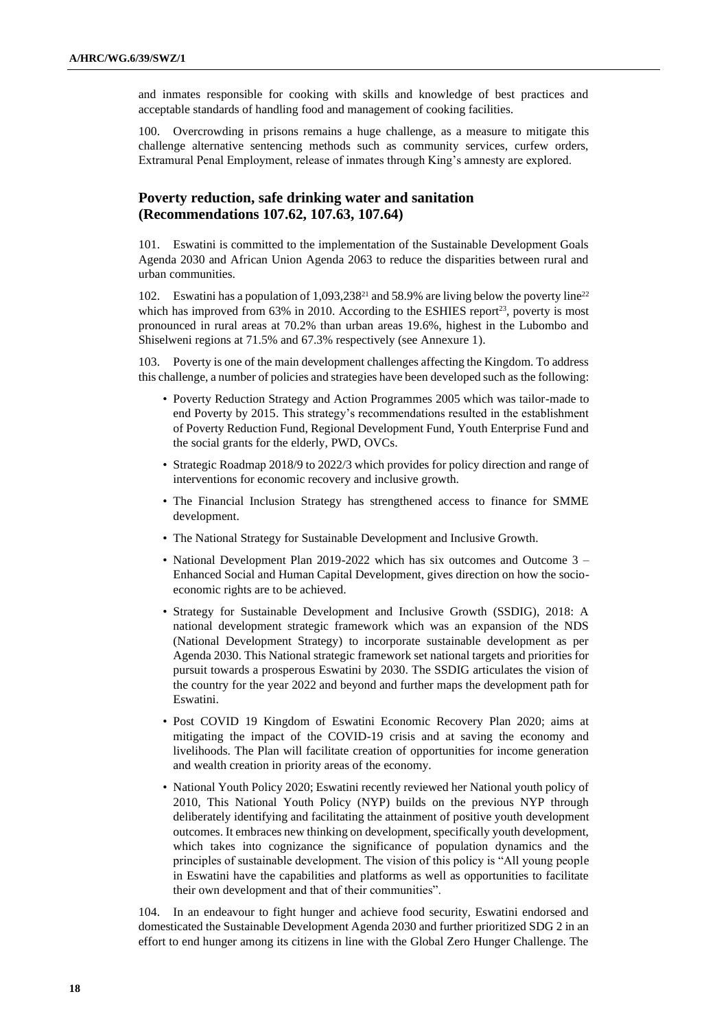and inmates responsible for cooking with skills and knowledge of best practices and acceptable standards of handling food and management of cooking facilities.

100. Overcrowding in prisons remains a huge challenge, as a measure to mitigate this challenge alternative sentencing methods such as community services, curfew orders, Extramural Penal Employment, release of inmates through King's amnesty are explored.

## Poverty reduction, safe drinking water and sanitation (Recommendations 107.62, 107.63, 107.64)

101. Eswatini is committed to the implementation of the Sustainable Development Goals Agenda 2030 and African Union Agenda 2063 to reduce the disparities between rural and urban communities.

102. Eswatini has a population of 1,093,238[21] and 58.9% are living below the poverty line[22] which has improved from 63% in 2010. According to the ESHIES report[23], poverty is most pronounced in rural areas at 70.2% than urban areas 19.6%, highest in the Lubombo and Shiselweni regions at 71.5% and 67.3% respectively (see Annexure 1).

103. Poverty is one of the main development challenges affecting the Kingdom. To address this challenge, a number of policies and strategies have been developed such as the following:

- Poverty Reduction Strategy and Action Programmes 2005 which was tailor-made to end Poverty by 2015. This strategy's recommendations resulted in the establishment of Poverty Reduction Fund, Regional Development Fund, Youth Enterprise Fund and the social grants for the elderly, PWD, OVCs.
- Strategic Roadmap 2018/9 to 2022/3 which provides for policy direction and range of interventions for economic recovery and inclusive growth.
- The Financial Inclusion Strategy has strengthened access to finance for SMME development.
- The National Strategy for Sustainable Development and Inclusive Growth.
- National Development Plan 2019-2022 which has six outcomes and Outcome 3 – Enhanced Social and Human Capital Development, gives direction on how the socio-economic rights are to be achieved.
- Strategy for Sustainable Development and Inclusive Growth (SSDIG), 2018: A national development strategic framework which was an expansion of the NDS (National Development Strategy) to incorporate sustainable development as per Agenda 2030. This National strategic framework set national targets and priorities for pursuit towards a prosperous Eswatini by 2030. The SSDIG articulates the vision of the country for the year 2022 and beyond and further maps the development path for Eswatini.
- Post COVID 19 Kingdom of Eswatini Economic Recovery Plan 2020; aims at mitigating the impact of the COVID-19 crisis and at saving the economy and livelihoods. The Plan will facilitate creation of opportunities for income generation and wealth creation in priority areas of the economy.
- National Youth Policy 2020; Eswatini recently reviewed her National youth policy of 2010, This National Youth Policy (NYP) builds on the previous NYP through deliberately identifying and facilitating the attainment of positive youth development outcomes. It embraces new thinking on development, specifically youth development, which takes into cognizance the significance of population dynamics and the principles of sustainable development. The vision of this policy is "All young people in Eswatini have the capabilities and platforms as well as opportunities to facilitate their own development and that of their communities".

104. In an endeavour to fight hunger and achieve food security, Eswatini endorsed and domesticated the Sustainable Development Agenda 2030 and further prioritized SDG 2 in an effort to end hunger among its citizens in line with the Global Zero Hunger Challenge. The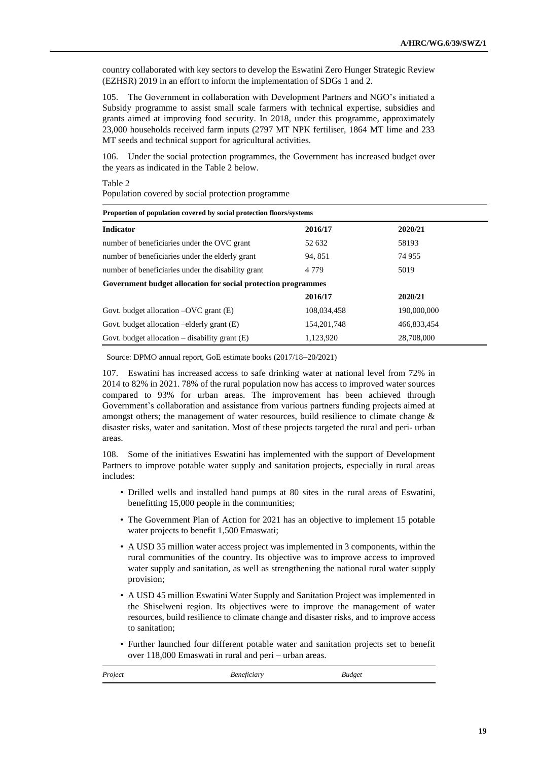country collaborated with key sectors to develop the Eswatini Zero Hunger Strategic Review (EZHSR) 2019 in an effort to inform the implementation of SDGs 1 and 2.

105. The Government in collaboration with Development Partners and NGO's initiated a Subsidy programme to assist small scale farmers with technical expertise, subsidies and grants aimed at improving food security. In 2018, under this programme, approximately 23,000 households received farm inputs (2797 MT NPK fertiliser, 1864 MT lime and 233 MT seeds and technical support for agricultural activities.

106. Under the social protection programmes, the Government has increased budget over the years as indicated in the Table 2 below.

Table 2
Population covered by social protection programme

| **Proportion of population covered by social protection floors/systems** | | |
|---|---|---|
| **Indicator** | **2016/17** | **2020/21** |
| number of beneficiaries under the OVC grant | 52 632 | 58193 |
| number of beneficiaries under the elderly grant | 94, 851 | 74 955 |
| number of beneficiaries under the disability grant | 4 779 | 5019 |
| **Government budget allocation for social protection programmes** | | |
| | **2016/17** | **2020/21** |
| Govt. budget allocation –OVC grant (E) | 108,034,458 | 190,000,000 |
| Govt. budget allocation –elderly grant (E) | 154,201,748 | 466,833,454 |
| Govt. budget allocation – disability grant (E) | 1,123,920 | 28,708,000 |

Source: DPMO annual report, GoE estimate books (2017/18–20/2021)

107. Eswatini has increased access to safe drinking water at national level from 72% in 2014 to 82% in 2021. 78% of the rural population now has access to improved water sources compared to 93% for urban areas. The improvement has been achieved through Government's collaboration and assistance from various partners funding projects aimed at amongst others; the management of water resources, build resilience to climate change & disaster risks, water and sanitation. Most of these projects targeted the rural and peri- urban areas.

108. Some of the initiatives Eswatini has implemented with the support of Development Partners to improve potable water supply and sanitation projects, especially in rural areas includes:

- Drilled wells and installed hand pumps at 80 sites in the rural areas of Eswatini, benefitting 15,000 people in the communities;
- The Government Plan of Action for 2021 has an objective to implement 15 potable water projects to benefit 1,500 Emaswati;
- A USD 35 million water access project was implemented in 3 components, within the rural communities of the country. Its objective was to improve access to improved water supply and sanitation, as well as strengthening the national rural water supply provision;
- A USD 45 million Eswatini Water Supply and Sanitation Project was implemented in the Shiselweni region. Its objectives were to improve the management of water resources, build resilience to climate change and disaster risks, and to improve access to sanitation;
- Further launched four different potable water and sanitation projects set to benefit over 118,000 Emaswati in rural and peri – urban areas.

| *Project* | *Beneficiary* | *Budget* |
|---|---|---|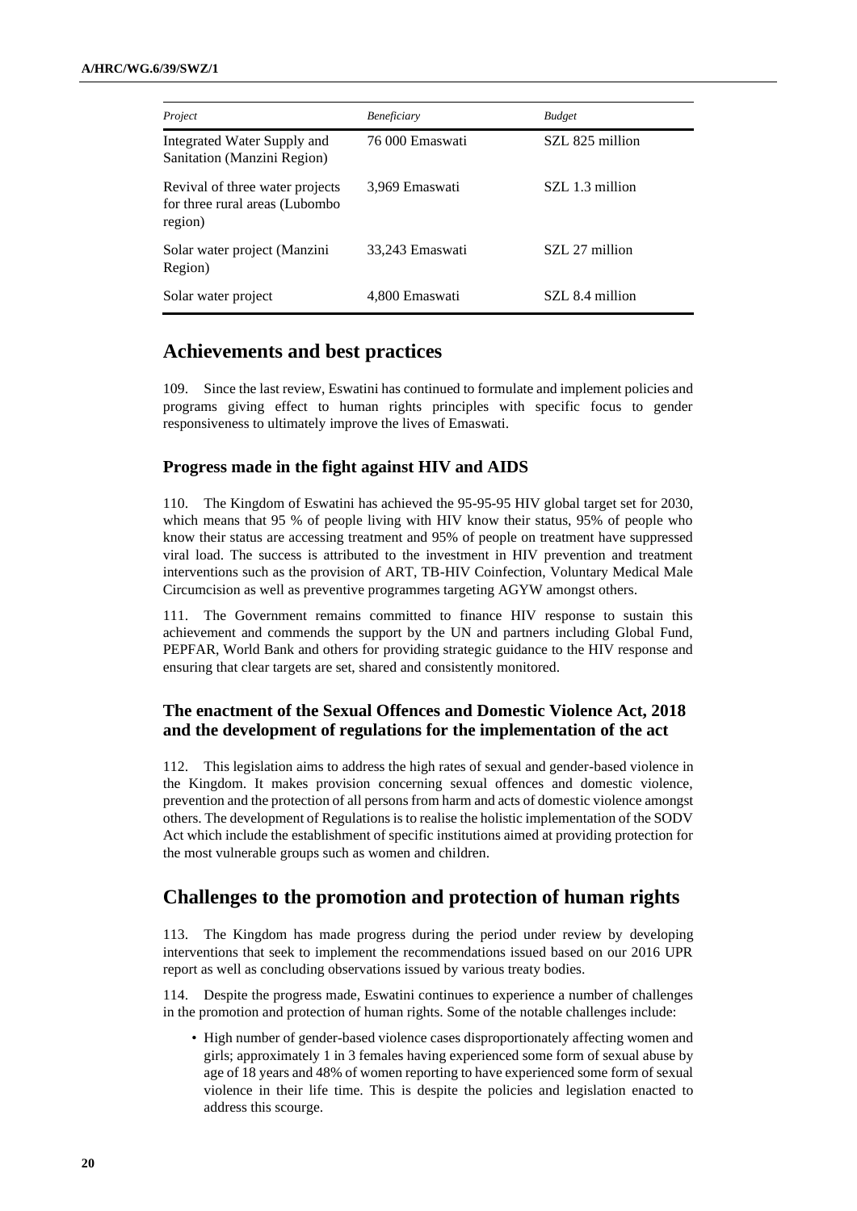| *Project* | *Beneficiary* | *Budget* |
| --- | --- | --- |
| Integrated Water Supply and Sanitation (Manzini Region) | 76 000 Emaswati | SZL 825 million |
| Revival of three water projects for three rural areas (Lubombo region) | 3,969 Emaswati | SZL 1.3 million |
| Solar water project (Manzini Region) | 33,243 Emaswati | SZL 27 million |
| Solar water project | 4,800 Emaswati | SZL 8.4 million |

## Achievements and best practices

109. Since the last review, Eswatini has continued to formulate and implement policies and programs giving effect to human rights principles with specific focus to gender responsiveness to ultimately improve the lives of Emaswati.

### Progress made in the fight against HIV and AIDS

110. The Kingdom of Eswatini has achieved the 95-95-95 HIV global target set for 2030, which means that 95 % of people living with HIV know their status, 95% of people who know their status are accessing treatment and 95% of people on treatment have suppressed viral load. The success is attributed to the investment in HIV prevention and treatment interventions such as the provision of ART, TB-HIV Coinfection, Voluntary Medical Male Circumcision as well as preventive programmes targeting AGYW amongst others.

111. The Government remains committed to finance HIV response to sustain this achievement and commends the support by the UN and partners including Global Fund, PEPFAR, World Bank and others for providing strategic guidance to the HIV response and ensuring that clear targets are set, shared and consistently monitored.

### The enactment of the Sexual Offences and Domestic Violence Act, 2018 and the development of regulations for the implementation of the act

112. This legislation aims to address the high rates of sexual and gender-based violence in the Kingdom. It makes provision concerning sexual offences and domestic violence, prevention and the protection of all persons from harm and acts of domestic violence amongst others. The development of Regulations is to realise the holistic implementation of the SODV Act which include the establishment of specific institutions aimed at providing protection for the most vulnerable groups such as women and children.

## Challenges to the promotion and protection of human rights

113. The Kingdom has made progress during the period under review by developing interventions that seek to implement the recommendations issued based on our 2016 UPR report as well as concluding observations issued by various treaty bodies.

114. Despite the progress made, Eswatini continues to experience a number of challenges in the promotion and protection of human rights. Some of the notable challenges include:

- High number of gender-based violence cases disproportionately affecting women and girls; approximately 1 in 3 females having experienced some form of sexual abuse by age of 18 years and 48% of women reporting to have experienced some form of sexual violence in their life time. This is despite the policies and legislation enacted to address this scourge.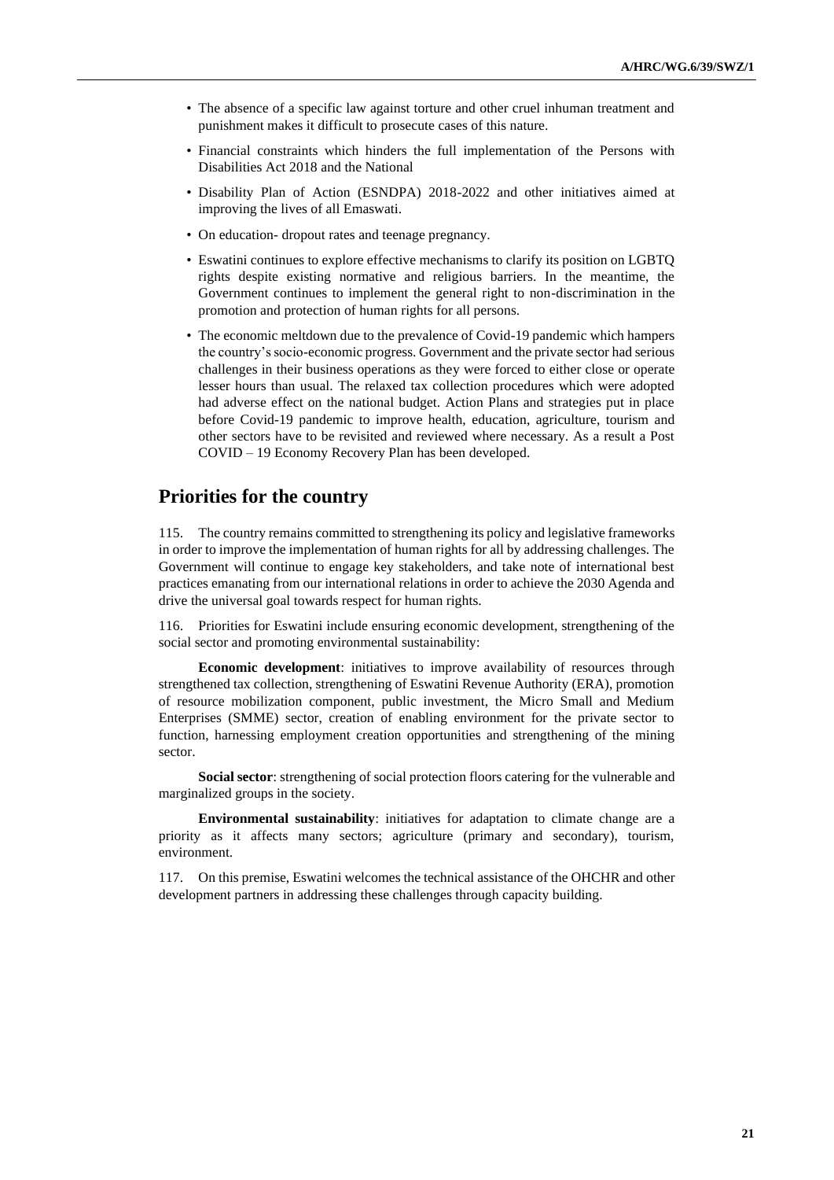- The absence of a specific law against torture and other cruel inhuman treatment and punishment makes it difficult to prosecute cases of this nature.
- Financial constraints which hinders the full implementation of the Persons with Disabilities Act 2018 and the National
- Disability Plan of Action (ESNDPA) 2018-2022 and other initiatives aimed at improving the lives of all Emaswati.
- On education- dropout rates and teenage pregnancy.
- Eswatini continues to explore effective mechanisms to clarify its position on LGBTQ rights despite existing normative and religious barriers. In the meantime, the Government continues to implement the general right to non-discrimination in the promotion and protection of human rights for all persons.
- The economic meltdown due to the prevalence of Covid-19 pandemic which hampers the country's socio-economic progress. Government and the private sector had serious challenges in their business operations as they were forced to either close or operate lesser hours than usual. The relaxed tax collection procedures which were adopted had adverse effect on the national budget. Action Plans and strategies put in place before Covid-19 pandemic to improve health, education, agriculture, tourism and other sectors have to be revisited and reviewed where necessary. As a result a Post COVID – 19 Economy Recovery Plan has been developed.

## Priorities for the country

115. The country remains committed to strengthening its policy and legislative frameworks in order to improve the implementation of human rights for all by addressing challenges. The Government will continue to engage key stakeholders, and take note of international best practices emanating from our international relations in order to achieve the 2030 Agenda and drive the universal goal towards respect for human rights.

116. Priorities for Eswatini include ensuring economic development, strengthening of the social sector and promoting environmental sustainability:

**Economic development**: initiatives to improve availability of resources through strengthened tax collection, strengthening of Eswatini Revenue Authority (ERA), promotion of resource mobilization component, public investment, the Micro Small and Medium Enterprises (SMME) sector, creation of enabling environment for the private sector to function, harnessing employment creation opportunities and strengthening of the mining sector.

**Social sector**: strengthening of social protection floors catering for the vulnerable and marginalized groups in the society.

**Environmental sustainability**: initiatives for adaptation to climate change are a priority as it affects many sectors; agriculture (primary and secondary), tourism, environment.

117. On this premise, Eswatini welcomes the technical assistance of the OHCHR and other development partners in addressing these challenges through capacity building.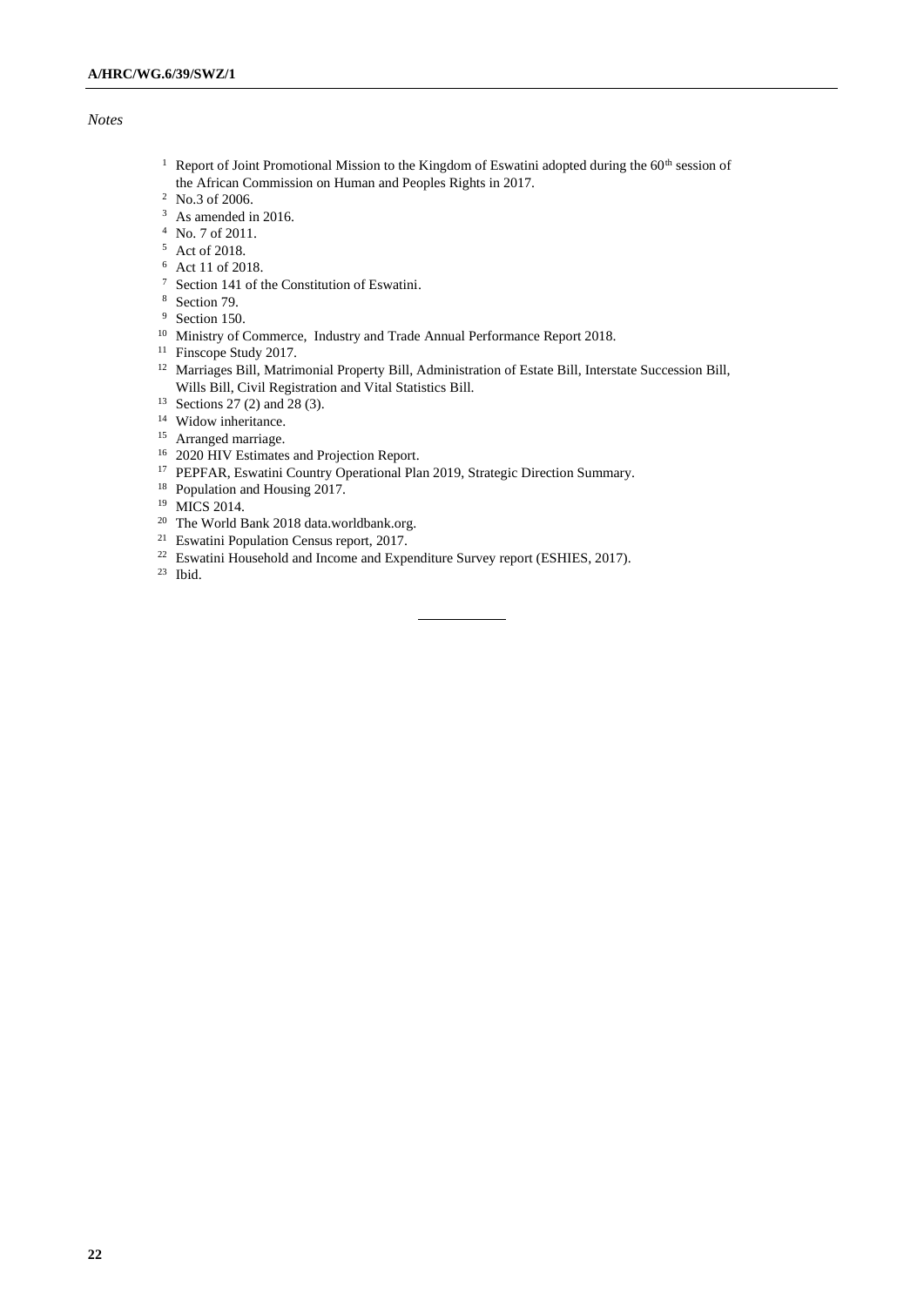*Notes*

[1] Report of Joint Promotional Mission to the Kingdom of Eswatini adopted during the 60th session of the African Commission on Human and Peoples Rights in 2017.

[2] No.3 of 2006.

[3] As amended in 2016.

[4] No. 7 of 2011.

[5] Act of 2018.

[6] Act 11 of 2018.

[7] Section 141 of the Constitution of Eswatini.

[8] Section 79.

[9] Section 150.

[10] Ministry of Commerce, Industry and Trade Annual Performance Report 2018.

[11] Finscope Study 2017.

[12] Marriages Bill, Matrimonial Property Bill, Administration of Estate Bill, Interstate Succession Bill, Wills Bill, Civil Registration and Vital Statistics Bill.

[13] Sections 27 (2) and 28 (3).

[14] Widow inheritance.

[15] Arranged marriage.

[16] 2020 HIV Estimates and Projection Report.

[17] PEPFAR, Eswatini Country Operational Plan 2019, Strategic Direction Summary.

[18] Population and Housing 2017.

[19] MICS 2014.

[20] The World Bank 2018 data.worldbank.org.

[21] Eswatini Population Census report, 2017.

[22] Eswatini Household and Income and Expenditure Survey report (ESHIES, 2017).

[23] Ibid.